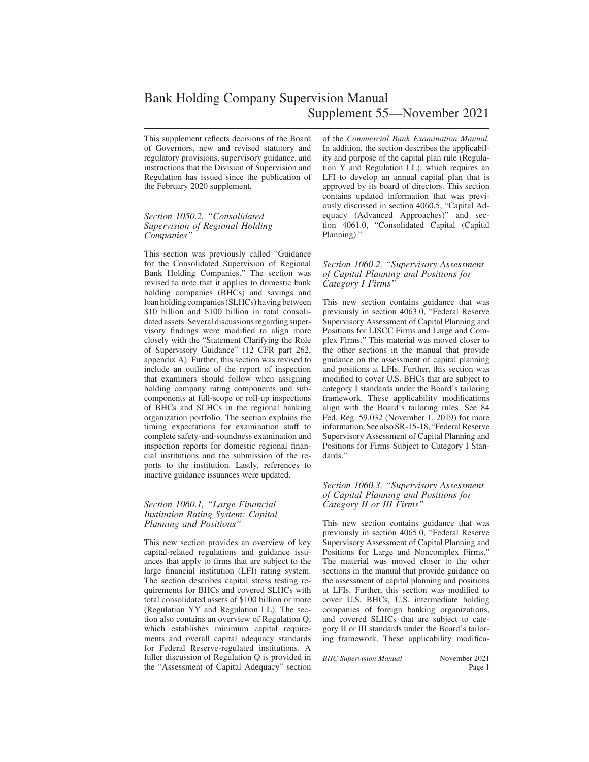# Bank Holding Company Supervision Manual

## Supplement 55—November 2021

This supplement reflects decisions of the Board of Governors, new and revised statutory and regulatory provisions, supervisory guidance, and instructions that the Division of Supervision and Regulation has issued since the publication of the February 2020 supplement.

### *Section 1050.2, "Consolidated Supervision of Regional Holding Companies"*

This section was previously called "Guidance for the Consolidated Supervision of Regional Bank Holding Companies." The section was revised to note that it applies to domestic bank holding companies (BHCs) and savings and loan holding companies (SLHCs) having between \$10 billion and \$100 billion in total consolidated assets. Several discussions regarding supervisory findings were modified to align more closely with the "Statement Clarifying the Role of Supervisory Guidance" (12 CFR part 262, appendix A). Further, this section was revised to include an outline of the report of inspection that examiners should follow when assigning holding company rating components and subcomponents at full-scope or roll-up inspections of BHCs and SLHCs in the regional banking organization portfolio. The section explains the timing expectations for examination staff to complete safety-and-soundness examination and inspection reports for domestic regional financial institutions and the submission of the reports to the institution. Lastly, references to inactive guidance issuances were updated.

### *Section 1060.1, "Large Financial Institution Rating System: Capital Planning and Positions"*

This new section provides an overview of key capital-related regulations and guidance issuances that apply to firms that are subject to the large financial institution (LFI) rating system. The section describes capital stress testing requirements for BHCs and covered SLHCs with total consolidated assets of \$100 billion or more (Regulation YY and Regulation LL). The section also contains an overview of Regulation Q, which establishes minimum capital requirements and overall capital adequacy standards for Federal Reserve-regulated institutions. A fuller discussion of Regulation Q is provided in the "Assessment of Capital Adequacy" section of the *Commercial Bank Examination Manual.* In addition, the section describes the applicability and purpose of the capital plan rule (Regulation Y and Regulation LL), which requires an LFI to develop an annual capital plan that is approved by its board of directors. This section contains updated information that was previously discussed in section 4060.5, "Capital Adequacy (Advanced Approaches)" and section 4061.0, "Consolidated Capital (Capital Planning)."

### *Section 1060.2, "Supervisory Assessment of Capital Planning and Positions for Category I Firms"*

This new section contains guidance that was previously in section 4063.0, "Federal Reserve Supervisory Assessment of Capital Planning and Positions for LISCC Firms and Large and Complex Firms." This material was moved closer to the other sections in the manual that provide guidance on the assessment of capital planning and positions at LFIs. Further, this section was modified to cover U.S. BHCs that are subject to category I standards under the Board's tailoring framework. These applicability modifications align with the Board's tailoring rules. See 84 Fed. Reg. 59,032 (November 1, 2019) for more information. See also SR-15-18, "Federal Reserve Supervisory Assessment of Capital Planning and Positions for Firms Subject to Category I Standards."

### *Section 1060.3, "Supervisory Assessment of Capital Planning and Positions for Category II or III Firms"*

This new section contains guidance that was previously in section 4065.0, "Federal Reserve Supervisory Assessment of Capital Planning and Positions for Large and Noncomplex Firms." The material was moved closer to the other sections in the manual that provide guidance on the assessment of capital planning and positions at LFIs. Further, this section was modified to cover U.S. BHCs, U.S. intermediate holding companies of foreign banking organizations, and covered SLHCs that are subject to category II or III standards under the Board's tailoring framework. These applicability modifica-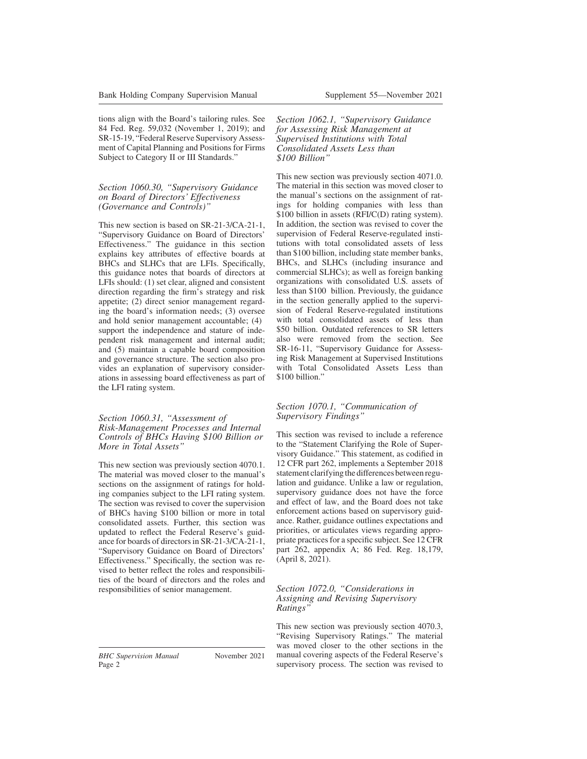tions align with the Board's tailoring rules. See 84 Fed. Reg. 59,032 (November 1, 2019); and SR-15-19, "Federal Reserve Supervisory Assessment of Capital Planning and Positions for Firms Subject to Category II or III Standards."

### *Section 1060.30, "Supervisory Guidance on Board of Directors' Effectiveness (Governance and Controls)"*

This new section is based on SR-21-3/CA-21-1, "Supervisory Guidance on Board of Directors' Effectiveness." The guidance in this section explains key attributes of effective boards at BHCs and SLHCs that are LFIs. Specifically, this guidance notes that boards of directors at LFIs should: (1) set clear, aligned and consistent direction regarding the firm's strategy and risk appetite; (2) direct senior management regarding the board's information needs; (3) oversee and hold senior management accountable; (4) support the independence and stature of independent risk management and internal audit; and (5) maintain a capable board composition and governance structure. The section also provides an explanation of supervisory considerations in assessing board effectiveness as part of the LFI rating system.

### *Section 1060.31, "Assessment of Risk-Management Processes and Internal Controls of BHCs Having $100 Billion or More in Total Assets"*

This new section was previously section 4070.1. The material was moved closer to the manual's sections on the assignment of ratings for holding companies subject to the LFI rating system. The section was revised to cover the supervision of BHCs having $100 billion or more in total consolidated assets. Further, this section was updated to reflect the Federal Reserve's guidance for boards of directors in SR-21-3/CA-21-1, "Supervisory Guidance on Board of Directors' Effectiveness." Specifically, the section was revised to better reflect the roles and responsibilities of the board of directors and the roles and responsibilities of senior management.

### *Section 1062.1, "Supervisory Guidance for Assessing Risk Management at Supervised Institutions with Total Consolidated Assets Less than $100 Billion"*

This new section was previously section 4071.0. The material in this section was moved closer to the manual's sections on the assignment of ratings for holding companies with less than $100 billion in assets (RFI/C(D) rating system). In addition, the section was revised to cover the supervision of Federal Reserve-regulated institutions with total consolidated assets of less than $100 billion, including state member banks, BHCs, and SLHCs (including insurance and commercial SLHCs); as well as foreign banking organizations with consolidated U.S. assets of less than $100 billion. Previously, the guidance in the section generally applied to the supervision of Federal Reserve-regulated institutions with total consolidated assets of less than $50 billion. Outdated references to SR letters also were removed from the section. See SR-16-11, "Supervisory Guidance for Assessing Risk Management at Supervised Institutions with Total Consolidated Assets Less than $100 billion."

### *Section 1070.1, "Communication of Supervisory Findings"*

This section was revised to include a reference to the "Statement Clarifying the Role of Supervisory Guidance." This statement, as codified in 12 CFR part 262, implements a September 2018 statement clarifying the differences between regulation and guidance. Unlike a law or regulation, supervisory guidance does not have the force and effect of law, and the Board does not take enforcement actions based on supervisory guidance. Rather, guidance outlines expectations and priorities, or articulates views regarding appropriate practices for a specific subject. See 12 CFR part 262, appendix A; 86 Fed. Reg. 18,179, (April 8, 2021).

### *Section 1072.0, "Considerations in Assigning and Revising Supervisory Ratings"*

This new section was previously section 4070.3, "Revising Supervisory Ratings." The material was moved closer to the other sections in the manual covering aspects of the Federal Reserve's supervisory process. The section was revised to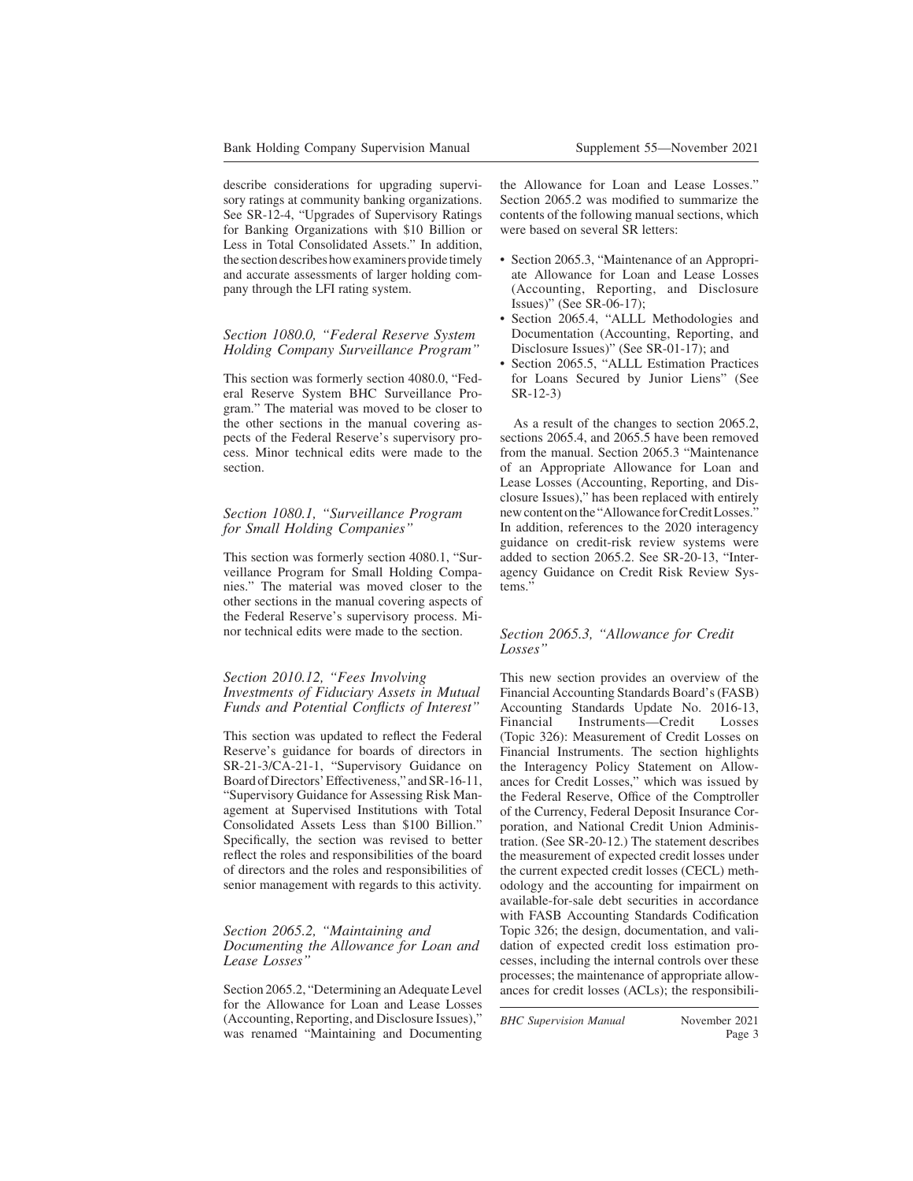describe considerations for upgrading supervisory ratings at community banking organizations. See SR-12-4, "Upgrades of Supervisory Ratings for Banking Organizations with $10 Billion or Less in Total Consolidated Assets." In addition, the section describes how examiners provide timely and accurate assessments of larger holding company through the LFI rating system.

### *Section 1080.0, "Federal Reserve System Holding Company Surveillance Program"*

This section was formerly section 4080.0, "Federal Reserve System BHC Surveillance Program." The material was moved to be closer to the other sections in the manual covering aspects of the Federal Reserve's supervisory process. Minor technical edits were made to the section.

### *Section 1080.1, "Surveillance Program for Small Holding Companies"*

This section was formerly section 4080.1, "Surveillance Program for Small Holding Companies." The material was moved closer to the other sections in the manual covering aspects of the Federal Reserve's supervisory process. Minor technical edits were made to the section.

### *Section 2010.12, "Fees Involving Investments of Fiduciary Assets in Mutual Funds and Potential Conflicts of Interest"*

This section was updated to reflect the Federal Reserve's guidance for boards of directors in SR-21-3/CA-21-1, "Supervisory Guidance on Board of Directors' Effectiveness," and SR-16-11, "Supervisory Guidance for Assessing Risk Management at Supervised Institutions with Total Consolidated Assets Less than $100 Billion." Specifically, the section was revised to better reflect the roles and responsibilities of the board of directors and the roles and responsibilities of senior management with regards to this activity.

### *Section 2065.2, "Maintaining and Documenting the Allowance for Loan and Lease Losses"*

Section 2065.2, "Determining an Adequate Level for the Allowance for Loan and Lease Losses (Accounting, Reporting, and Disclosure Issues)," was renamed "Maintaining and Documenting the Allowance for Loan and Lease Losses." Section 2065.2 was modified to summarize the contents of the following manual sections, which were based on several SR letters:

- Section 2065.3, "Maintenance of an Appropriate Allowance for Loan and Lease Losses (Accounting, Reporting, and Disclosure Issues)" (See SR-06-17);
- Section 2065.4, "ALLL Methodologies and Documentation (Accounting, Reporting, and Disclosure Issues)" (See SR-01-17); and
- Section 2065.5, "ALLL Estimation Practices for Loans Secured by Junior Liens" (See SR-12-3)

As a result of the changes to section 2065.2, sections 2065.4, and 2065.5 have been removed from the manual. Section 2065.3 "Maintenance of an Appropriate Allowance for Loan and Lease Losses (Accounting, Reporting, and Disclosure Issues)," has been replaced with entirely new content on the "Allowance for Credit Losses." In addition, references to the 2020 interagency guidance on credit-risk review systems were added to section 2065.2. See SR-20-13, "Interagency Guidance on Credit Risk Review Systems."

### *Section 2065.3, "Allowance for Credit Losses"*

This new section provides an overview of the Financial Accounting Standards Board's (FASB) Accounting Standards Update No. 2016-13, Financial Instruments—Credit Losses (Topic 326): Measurement of Credit Losses on Financial Instruments. The section highlights the Interagency Policy Statement on Allowances for Credit Losses," which was issued by the Federal Reserve, Office of the Comptroller of the Currency, Federal Deposit Insurance Corporation, and National Credit Union Administration. (See SR-20-12.) The statement describes the measurement of expected credit losses under the current expected credit losses (CECL) methodology and the accounting for impairment on available-for-sale debt securities in accordance with FASB Accounting Standards Codification Topic 326; the design, documentation, and validation of expected credit loss estimation processes, including the internal controls over these processes; the maintenance of appropriate allowances for credit losses (ACLs); the responsibili-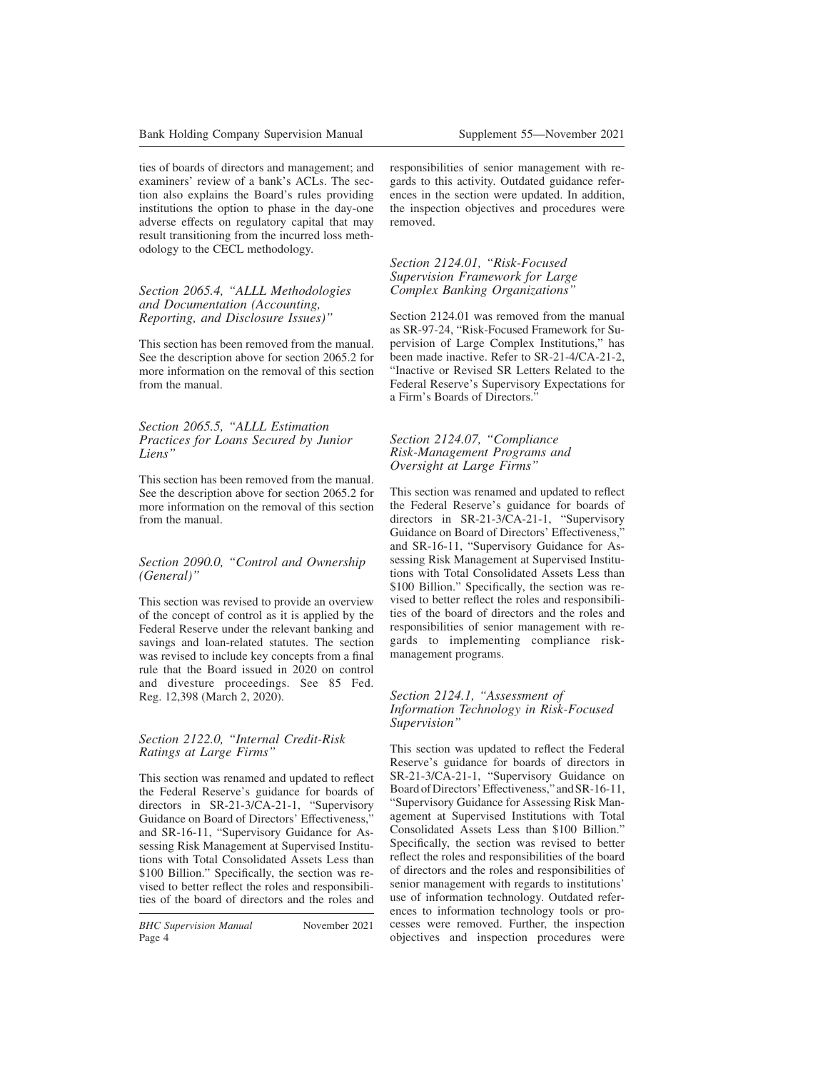ties of boards of directors and management; and examiners' review of a bank's ACLs. The section also explains the Board's rules providing institutions the option to phase in the day-one adverse effects on regulatory capital that may result transitioning from the incurred loss methodology to the CECL methodology.

### *Section 2065.4, "ALLL Methodologies and Documentation (Accounting, Reporting, and Disclosure Issues)"*

This section has been removed from the manual. See the description above for section 2065.2 for more information on the removal of this section from the manual.

### *Section 2065.5, "ALLL Estimation Practices for Loans Secured by Junior Liens"*

This section has been removed from the manual. See the description above for section 2065.2 for more information on the removal of this section from the manual.

### *Section 2090.0, "Control and Ownership (General)"*

This section was revised to provide an overview of the concept of control as it is applied by the Federal Reserve under the relevant banking and savings and loan-related statutes. The section was revised to include key concepts from a final rule that the Board issued in 2020 on control and divesture proceedings. See 85 Fed. Reg. 12,398 (March 2, 2020).

### *Section 2122.0, "Internal Credit-Risk Ratings at Large Firms"*

This section was renamed and updated to reflect the Federal Reserve's guidance for boards of directors in SR-21-3/CA-21-1, "Supervisory Guidance on Board of Directors' Effectiveness," and SR-16-11, "Supervisory Guidance for Assessing Risk Management at Supervised Institutions with Total Consolidated Assets Less than $100 Billion." Specifically, the section was revised to better reflect the roles and responsibilities of the board of directors and the roles and responsibilities of senior management with regards to this activity. Outdated guidance references in the section were updated. In addition, the inspection objectives and procedures were removed.

### *Section 2124.01, "Risk-Focused Supervision Framework for Large Complex Banking Organizations"*

Section 2124.01 was removed from the manual as SR-97-24, "Risk-Focused Framework for Supervision of Large Complex Institutions," has been made inactive. Refer to SR-21-4/CA-21-2, "Inactive or Revised SR Letters Related to the Federal Reserve's Supervisory Expectations for a Firm's Boards of Directors."

### *Section 2124.07, "Compliance Risk-Management Programs and Oversight at Large Firms"*

This section was renamed and updated to reflect the Federal Reserve's guidance for boards of directors in SR-21-3/CA-21-1, "Supervisory Guidance on Board of Directors' Effectiveness," and SR-16-11, "Supervisory Guidance for Assessing Risk Management at Supervised Institutions with Total Consolidated Assets Less than $100 Billion." Specifically, the section was revised to better reflect the roles and responsibilities of the board of directors and the roles and responsibilities of senior management with regards to implementing compliance risk-management programs.

### *Section 2124.1, "Assessment of Information Technology in Risk-Focused Supervision"*

This section was updated to reflect the Federal Reserve's guidance for boards of directors in SR-21-3/CA-21-1, "Supervisory Guidance on Board of Directors' Effectiveness," and SR-16-11, "Supervisory Guidance for Assessing Risk Management at Supervised Institutions with Total Consolidated Assets Less than $100 Billion." Specifically, the section was revised to better reflect the roles and responsibilities of the board of directors and the roles and responsibilities of senior management with regards to institutions' use of information technology. Outdated references to information technology tools or processes were removed. Further, the inspection objectives and inspection procedures were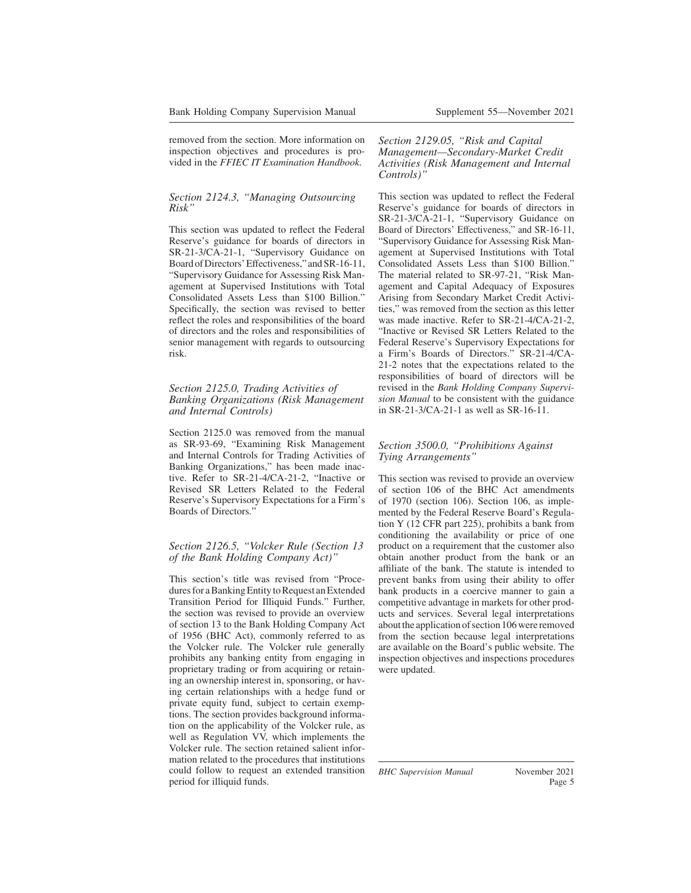removed from the section. More information on inspection objectives and procedures is provided in the *FFIEC IT Examination Handbook.*

### *Section 2124.3, "Managing Outsourcing Risk"*

This section was updated to reflect the Federal Reserve's guidance for boards of directors in SR-21-3/CA-21-1, "Supervisory Guidance on Board of Directors' Effectiveness," and SR-16-11, "Supervisory Guidance for Assessing Risk Management at Supervised Institutions with Total Consolidated Assets Less than $100 Billion." Specifically, the section was revised to better reflect the roles and responsibilities of the board of directors and the roles and responsibilities of senior management with regards to outsourcing risk.

### *Section 2125.0, Trading Activities of Banking Organizations (Risk Management and Internal Controls)*

Section 2125.0 was removed from the manual as SR-93-69, "Examining Risk Management and Internal Controls for Trading Activities of Banking Organizations," has been made inactive. Refer to SR-21-4/CA-21-2, "Inactive or Revised SR Letters Related to the Federal Reserve's Supervisory Expectations for a Firm's Boards of Directors."

### *Section 2126.5, "Volcker Rule (Section 13 of the Bank Holding Company Act)"*

This section's title was revised from "Procedures for a Banking Entity to Request an Extended Transition Period for Illiquid Funds." Further, the section was revised to provide an overview of section 13 to the Bank Holding Company Act of 1956 (BHC Act), commonly referred to as the Volcker rule. The Volcker rule generally prohibits any banking entity from engaging in proprietary trading or from acquiring or retaining an ownership interest in, sponsoring, or having certain relationships with a hedge fund or private equity fund, subject to certain exemptions. The section provides background information on the applicability of the Volcker rule, as well as Regulation VV, which implements the Volcker rule. The section retained salient information related to the procedures that institutions could follow to request an extended transition period for illiquid funds.

### *Section 2129.05, "Risk and Capital Management—Secondary-Market Credit Activities (Risk Management and Internal Controls)"*

This section was updated to reflect the Federal Reserve's guidance for boards of directors in SR-21-3/CA-21-1, "Supervisory Guidance on Board of Directors' Effectiveness," and SR-16-11, "Supervisory Guidance for Assessing Risk Management at Supervised Institutions with Total Consolidated Assets Less than $100 Billion." The material related to SR-97-21, "Risk Management and Capital Adequacy of Exposures Arising from Secondary Market Credit Activities," was removed from the section as this letter was made inactive. Refer to SR-21-4/CA-21-2, "Inactive or Revised SR Letters Related to the Federal Reserve's Supervisory Expectations for a Firm's Boards of Directors." SR-21-4/CA-21-2 notes that the expectations related to the responsibilities of board of directors will be revised in the *Bank Holding Company Supervision Manual* to be consistent with the guidance in SR-21-3/CA-21-1 as well as SR-16-11.

### *Section 3500.0, "Prohibitions Against Tying Arrangements"*

This section was revised to provide an overview of section 106 of the BHC Act amendments of 1970 (section 106). Section 106, as implemented by the Federal Reserve Board's Regulation Y (12 CFR part 225), prohibits a bank from conditioning the availability or price of one product on a requirement that the customer also obtain another product from the bank or an affiliate of the bank. The statute is intended to prevent banks from using their ability to offer bank products in a coercive manner to gain a competitive advantage in markets for other products and services. Several legal interpretations about the application of section 106 were removed from the section because legal interpretations are available on the Board's public website. The inspection objectives and inspections procedures were updated.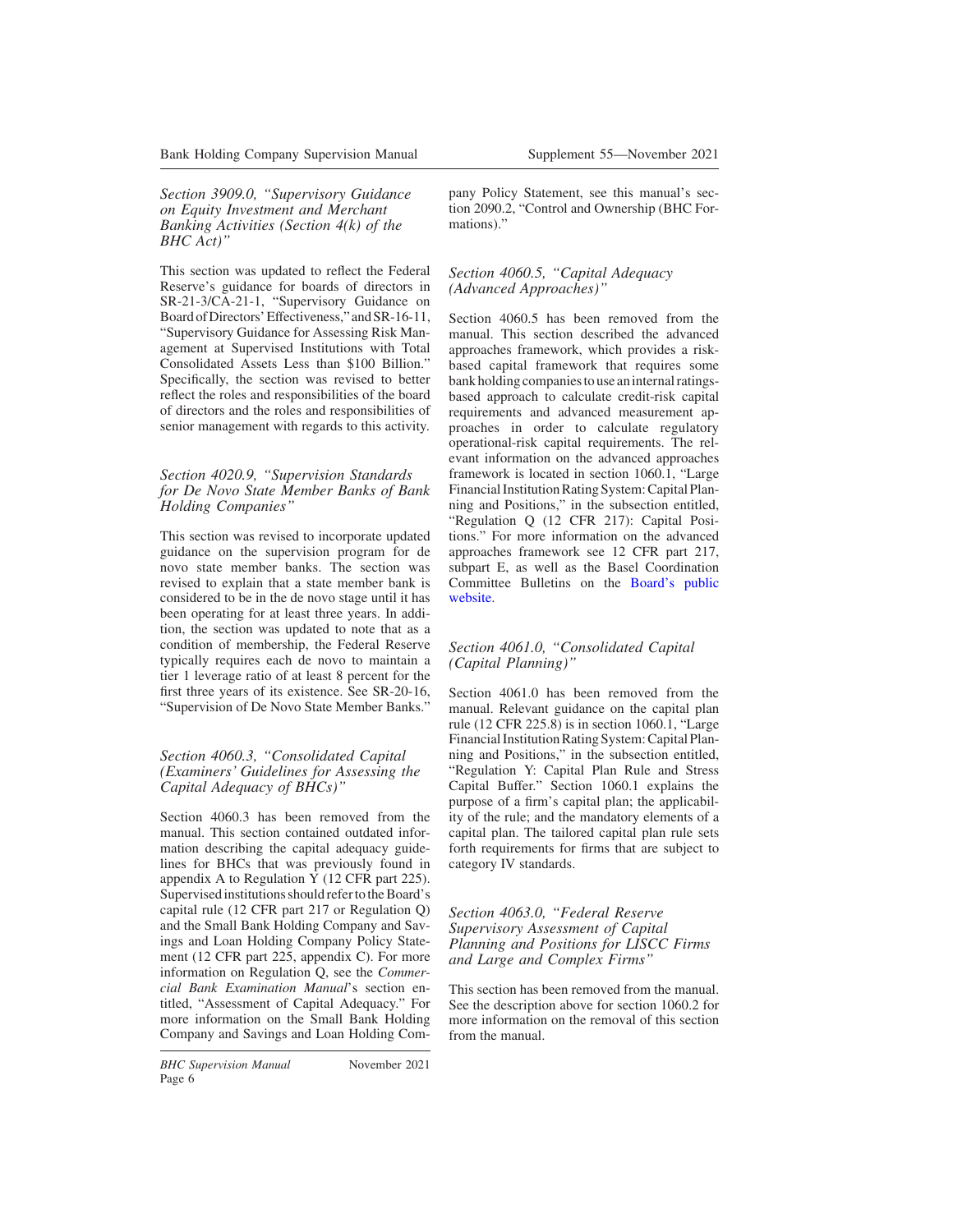### *Section 3909.0, "Supervisory Guidance on Equity Investment and Merchant Banking Activities (Section 4(k) of the BHC Act)"*

This section was updated to reflect the Federal Reserve's guidance for boards of directors in SR-21-3/CA-21-1, "Supervisory Guidance on Board of Directors' Effectiveness," and SR-16-11, "Supervisory Guidance for Assessing Risk Management at Supervised Institutions with Total Consolidated Assets Less than $100 Billion." Specifically, the section was revised to better reflect the roles and responsibilities of the board of directors and the roles and responsibilities of senior management with regards to this activity.

### *Section 4020.9, "Supervision Standards for De Novo State Member Banks of Bank Holding Companies"*

This section was revised to incorporate updated guidance on the supervision program for de novo state member banks. The section was revised to explain that a state member bank is considered to be in the de novo stage until it has been operating for at least three years. In addition, the section was updated to note that as a condition of membership, the Federal Reserve typically requires each de novo to maintain a tier 1 leverage ratio of at least 8 percent for the first three years of its existence. See SR-20-16, "Supervision of De Novo State Member Banks."

### *Section 4060.3, "Consolidated Capital (Examiners' Guidelines for Assessing the Capital Adequacy of BHCs)"*

Section 4060.3 has been removed from the manual. This section contained outdated information describing the capital adequacy guidelines for BHCs that was previously found in appendix A to Regulation Y (12 CFR part 225). Supervised institutions should refer to the Board's capital rule (12 CFR part 217 or Regulation Q) and the Small Bank Holding Company and Savings and Loan Holding Company Policy Statement (12 CFR part 225, appendix C). For more information on Regulation Q, see the *Commercial Bank Examination Manual*'s section entitled, "Assessment of Capital Adequacy." For more information on the Small Bank Holding Company and Savings and Loan Holding Company Policy Statement, see this manual's section 2090.2, "Control and Ownership (BHC Formations)."

### *Section 4060.5, "Capital Adequacy (Advanced Approaches)"*

Section 4060.5 has been removed from the manual. This section described the advanced approaches framework, which provides a risk-based capital framework that requires some bank holding companies to use an internal ratings-based approach to calculate credit-risk capital requirements and advanced measurement approaches in order to calculate regulatory operational-risk capital requirements. The relevant information on the advanced approaches framework is located in section 1060.1, "Large Financial Institution Rating System: Capital Planning and Positions," in the subsection entitled, "Regulation Q (12 CFR 217): Capital Positions." For more information on the advanced approaches framework see 12 CFR part 217, subpart E, as well as the Basel Coordination Committee Bulletins on the Board's public website.

### *Section 4061.0, "Consolidated Capital (Capital Planning)"*

Section 4061.0 has been removed from the manual. Relevant guidance on the capital plan rule (12 CFR 225.8) is in section 1060.1, "Large Financial Institution Rating System: Capital Planning and Positions," in the subsection entitled, "Regulation Y: Capital Plan Rule and Stress Capital Buffer." Section 1060.1 explains the purpose of a firm's capital plan; the applicability of the rule; and the mandatory elements of a capital plan. The tailored capital plan rule sets forth requirements for firms that are subject to category IV standards.

### *Section 4063.0, "Federal Reserve Supervisory Assessment of Capital Planning and Positions for LISCC Firms and Large and Complex Firms"*

This section has been removed from the manual. See the description above for section 1060.2 for more information on the removal of this section from the manual.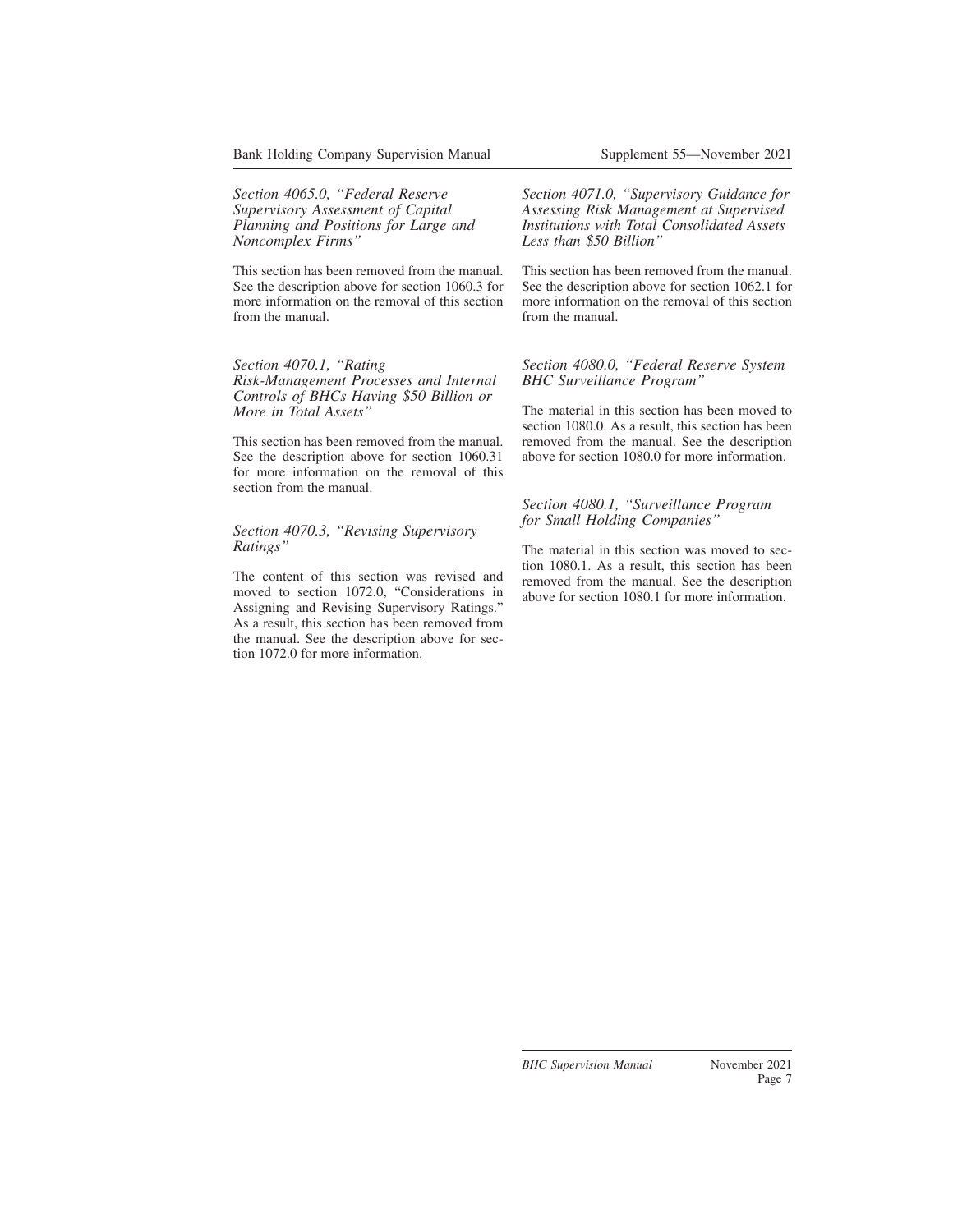*Section 4065.0, "Federal Reserve Supervisory Assessment of Capital Planning and Positions for Large and Noncomplex Firms"*

This section has been removed from the manual. See the description above for section 1060.3 for more information on the removal of this section from the manual.

*Section 4070.1, "Rating Risk-Management Processes and Internal Controls of BHCs Having $50 Billion or More in Total Assets"*

This section has been removed from the manual. See the description above for section 1060.31 for more information on the removal of this section from the manual.

*Section 4070.3, "Revising Supervisory Ratings"*

The content of this section was revised and moved to section 1072.0, "Considerations in Assigning and Revising Supervisory Ratings." As a result, this section has been removed from the manual. See the description above for section 1072.0 for more information.

*Section 4071.0, "Supervisory Guidance for Assessing Risk Management at Supervised Institutions with Total Consolidated Assets Less than $50 Billion"*

This section has been removed from the manual. See the description above for section 1062.1 for more information on the removal of this section from the manual.

*Section 4080.0, "Federal Reserve System BHC Surveillance Program"*

The material in this section has been moved to section 1080.0. As a result, this section has been removed from the manual. See the description above for section 1080.0 for more information.

*Section 4080.1, "Surveillance Program for Small Holding Companies"*

The material in this section was moved to section 1080.1. As a result, this section has been removed from the manual. See the description above for section 1080.1 for more information.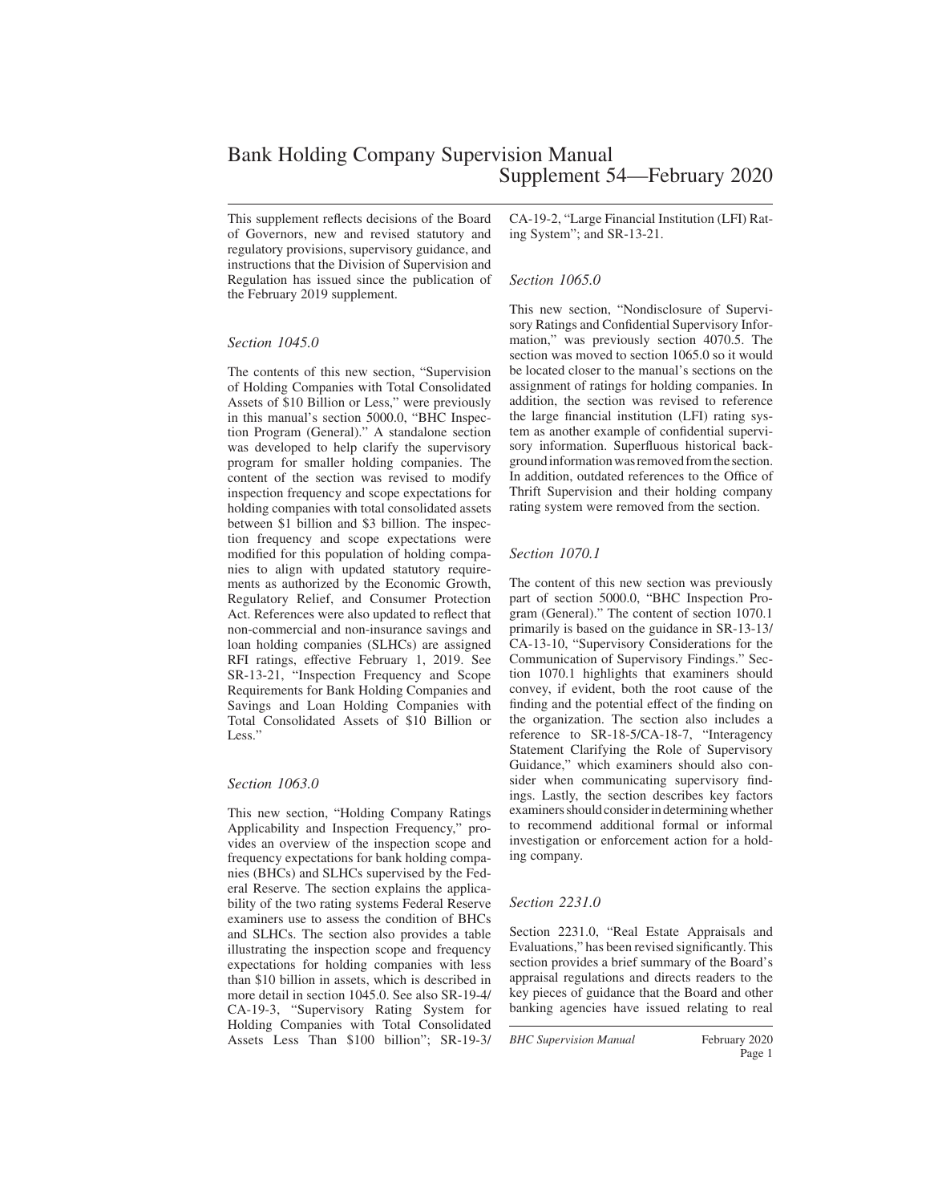# Bank Holding Company Supervision Manual
## Supplement 54—February 2020

This supplement reflects decisions of the Board of Governors, new and revised statutory and regulatory provisions, supervisory guidance, and instructions that the Division of Supervision and Regulation has issued since the publication of the February 2019 supplement.

### *Section 1045.0*

The contents of this new section, "Supervision of Holding Companies with Total Consolidated Assets of $10 Billion or Less," were previously in this manual's section 5000.0, "BHC Inspection Program (General)." A standalone section was developed to help clarify the supervisory program for smaller holding companies. The content of the section was revised to modify inspection frequency and scope expectations for holding companies with total consolidated assets between $1 billion and $3 billion. The inspection frequency and scope expectations were modified for this population of holding companies to align with updated statutory requirements as authorized by the Economic Growth, Regulatory Relief, and Consumer Protection Act. References were also updated to reflect that non-commercial and non-insurance savings and loan holding companies (SLHCs) are assigned RFI ratings, effective February 1, 2019. See SR-13-21, "Inspection Frequency and Scope Requirements for Bank Holding Companies and Savings and Loan Holding Companies with Total Consolidated Assets of $10 Billion or Less."

### *Section 1063.0*

This new section, "Holding Company Ratings Applicability and Inspection Frequency," provides an overview of the inspection scope and frequency expectations for bank holding companies (BHCs) and SLHCs supervised by the Federal Reserve. The section explains the applicability of the two rating systems Federal Reserve examiners use to assess the condition of BHCs and SLHCs. The section also provides a table illustrating the inspection scope and frequency expectations for holding companies with less than $10 billion in assets, which is described in more detail in section 1045.0. See also SR-19-4/CA-19-3, "Supervisory Rating System for Holding Companies with Total Consolidated Assets Less Than $100 billion"; SR-19-3/CA-19-2, "Large Financial Institution (LFI) Rating System"; and SR-13-21.

### *Section 1065.0*

This new section, "Nondisclosure of Supervisory Ratings and Confidential Supervisory Information," was previously section 4070.5. The section was moved to section 1065.0 so it would be located closer to the manual's sections on the assignment of ratings for holding companies. In addition, the section was revised to reference the large financial institution (LFI) rating system as another example of confidential supervisory information. Superfluous historical background information was removed from the section. In addition, outdated references to the Office of Thrift Supervision and their holding company rating system were removed from the section.

### *Section 1070.1*

The content of this new section was previously part of section 5000.0, "BHC Inspection Program (General)." The content of section 1070.1 primarily is based on the guidance in SR-13-13/CA-13-10, "Supervisory Considerations for the Communication of Supervisory Findings." Section 1070.1 highlights that examiners should convey, if evident, both the root cause of the finding and the potential effect of the finding on the organization. The section also includes a reference to SR-18-5/CA-18-7, "Interagency Statement Clarifying the Role of Supervisory Guidance," which examiners should also consider when communicating supervisory findings. Lastly, the section describes key factors examiners should consider in determining whether to recommend additional formal or informal investigation or enforcement action for a holding company.

### *Section 2231.0*

Section 2231.0, "Real Estate Appraisals and Evaluations," has been revised significantly. This section provides a brief summary of the Board's appraisal regulations and directs readers to the key pieces of guidance that the Board and other banking agencies have issued relating to real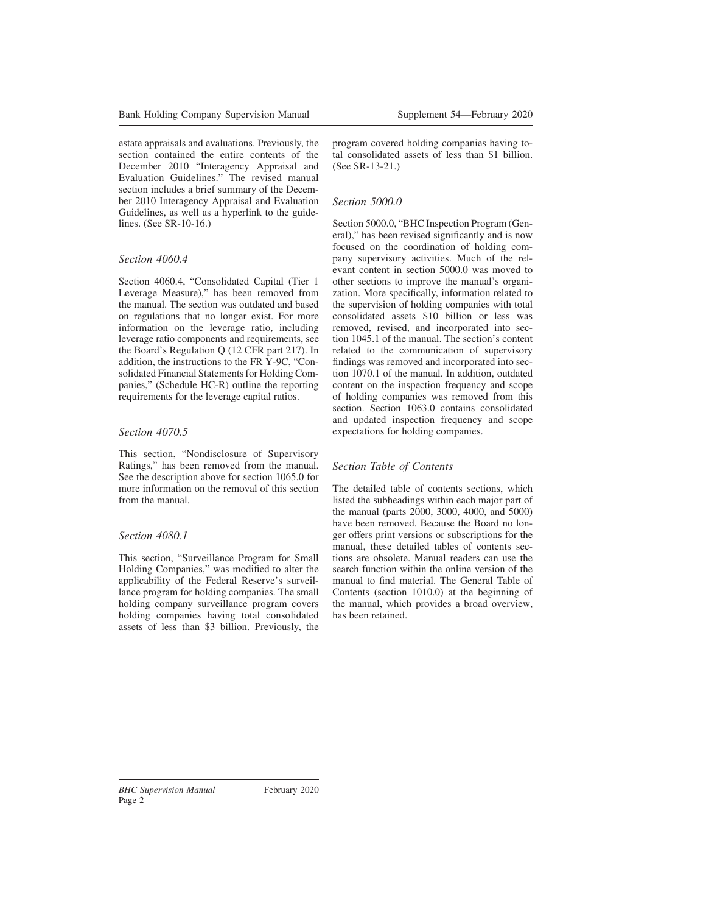estate appraisals and evaluations. Previously, the section contained the entire contents of the December 2010 "Interagency Appraisal and Evaluation Guidelines." The revised manual section includes a brief summary of the December 2010 Interagency Appraisal and Evaluation Guidelines, as well as a hyperlink to the guidelines. (See SR-10-16.)

### *Section 4060.4*

Section 4060.4, "Consolidated Capital (Tier 1 Leverage Measure)," has been removed from the manual. The section was outdated and based on regulations that no longer exist. For more information on the leverage ratio, including leverage ratio components and requirements, see the Board's Regulation Q (12 CFR part 217). In addition, the instructions to the FR Y-9C, "Consolidated Financial Statements for Holding Companies," (Schedule HC-R) outline the reporting requirements for the leverage capital ratios.

### *Section 4070.5*

This section, "Nondisclosure of Supervisory Ratings," has been removed from the manual. See the description above for section 1065.0 for more information on the removal of this section from the manual.

### *Section 4080.1*

This section, "Surveillance Program for Small Holding Companies," was modified to alter the applicability of the Federal Reserve's surveillance program for holding companies. The small holding company surveillance program covers holding companies having total consolidated assets of less than $3 billion. Previously, the program covered holding companies having total consolidated assets of less than $1 billion. (See SR-13-21.)

### *Section 5000.0*

Section 5000.0, "BHC Inspection Program (General)," has been revised significantly and is now focused on the coordination of holding company supervisory activities. Much of the relevant content in section 5000.0 was moved to other sections to improve the manual's organization. More specifically, information related to the supervision of holding companies with total consolidated assets $10 billion or less was removed, revised, and incorporated into section 1045.1 of the manual. The section's content related to the communication of supervisory findings was removed and incorporated into section 1070.1 of the manual. In addition, outdated content on the inspection frequency and scope of holding companies was removed from this section. Section 1063.0 contains consolidated and updated inspection frequency and scope expectations for holding companies.

### *Section Table of Contents*

The detailed table of contents sections, which listed the subheadings within each major part of the manual (parts 2000, 3000, 4000, and 5000) have been removed. Because the Board no longer offers print versions or subscriptions for the manual, these detailed tables of contents sections are obsolete. Manual readers can use the search function within the online version of the manual to find material. The General Table of Contents (section 1010.0) at the beginning of the manual, which provides a broad overview, has been retained.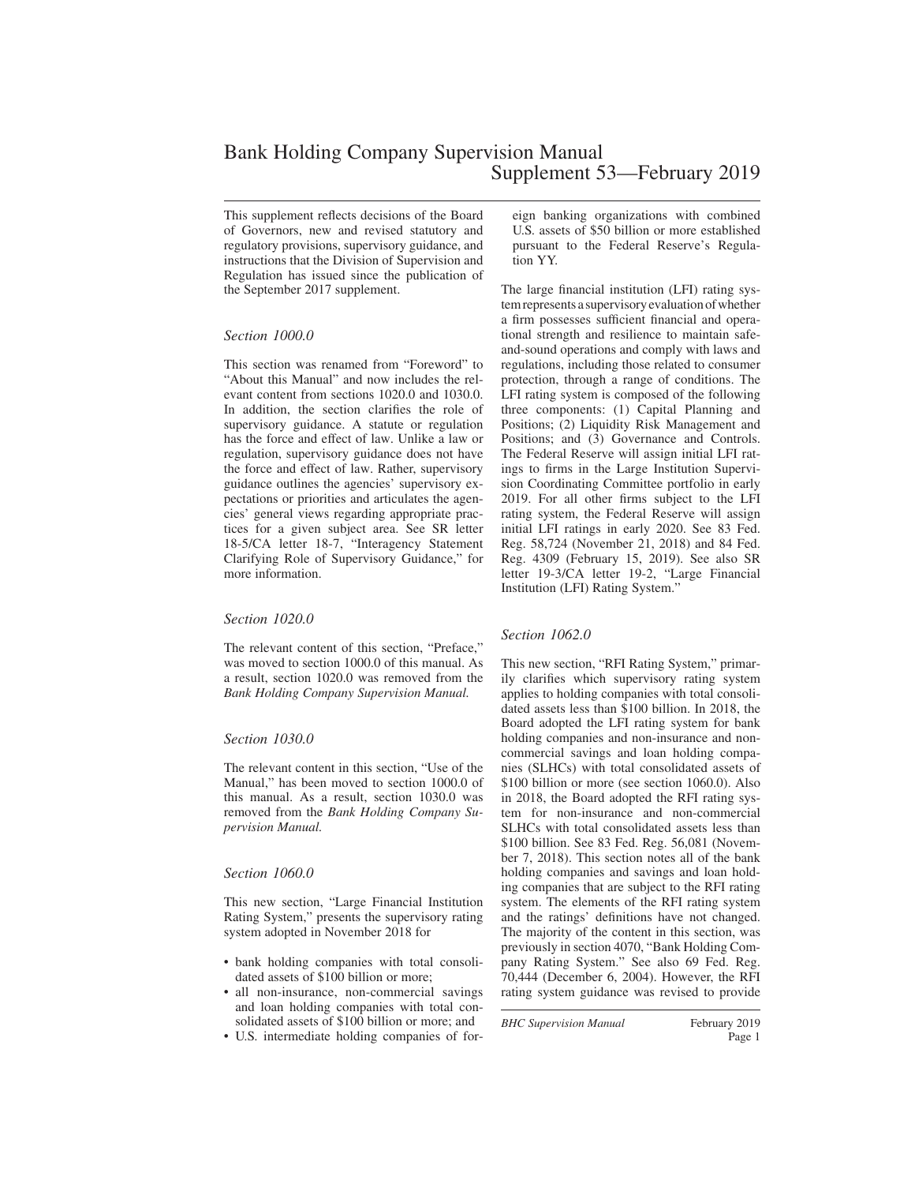# Bank Holding Company Supervision Manual
## Supplement 53—February 2019

This supplement reflects decisions of the Board of Governors, new and revised statutory and regulatory provisions, supervisory guidance, and instructions that the Division of Supervision and Regulation has issued since the publication of the September 2017 supplement.

### *Section 1000.0*

This section was renamed from "Foreword" to "About this Manual" and now includes the relevant content from sections 1020.0 and 1030.0. In addition, the section clarifies the role of supervisory guidance. A statute or regulation has the force and effect of law. Unlike a law or regulation, supervisory guidance does not have the force and effect of law. Rather, supervisory guidance outlines the agencies' supervisory expectations or priorities and articulates the agencies' general views regarding appropriate practices for a given subject area. See SR letter 18-5/CA letter 18-7, "Interagency Statement Clarifying Role of Supervisory Guidance," for more information.

### *Section 1020.0*

The relevant content of this section, "Preface," was moved to section 1000.0 of this manual. As a result, section 1020.0 was removed from the *Bank Holding Company Supervision Manual.*

### *Section 1030.0*

The relevant content in this section, "Use of the Manual," has been moved to section 1000.0 of this manual. As a result, section 1030.0 was removed from the *Bank Holding Company Supervision Manual.*

### *Section 1060.0*

This new section, "Large Financial Institution Rating System," presents the supervisory rating system adopted in November 2018 for

- bank holding companies with total consolidated assets of $100 billion or more;
- all non-insurance, non-commercial savings and loan holding companies with total consolidated assets of $100 billion or more; and
- U.S. intermediate holding companies of foreign banking organizations with combined U.S. assets of $50 billion or more established pursuant to the Federal Reserve's Regulation YY.

The large financial institution (LFI) rating system represents a supervisory evaluation of whether a firm possesses sufficient financial and operational strength and resilience to maintain safe-and-sound operations and comply with laws and regulations, including those related to consumer protection, through a range of conditions. The LFI rating system is composed of the following three components: (1) Capital Planning and Positions; (2) Liquidity Risk Management and Positions; and (3) Governance and Controls. The Federal Reserve will assign initial LFI ratings to firms in the Large Institution Supervision Coordinating Committee portfolio in early 2019. For all other firms subject to the LFI rating system, the Federal Reserve will assign initial LFI ratings in early 2020. See 83 Fed. Reg. 58,724 (November 21, 2018) and 84 Fed. Reg. 4309 (February 15, 2019). See also SR letter 19-3/CA letter 19-2, "Large Financial Institution (LFI) Rating System."

### *Section 1062.0*

This new section, "RFI Rating System," primarily clarifies which supervisory rating system applies to holding companies with total consolidated assets less than $100 billion. In 2018, the Board adopted the LFI rating system for bank holding companies and non-insurance and non-commercial savings and loan holding companies (SLHCs) with total consolidated assets of $100 billion or more (see section 1060.0). Also in 2018, the Board adopted the RFI rating system for non-insurance and non-commercial SLHCs with total consolidated assets less than $100 billion. See 83 Fed. Reg. 56,081 (November 7, 2018). This section notes all of the bank holding companies and savings and loan holding companies that are subject to the RFI rating system. The elements of the RFI rating system and the ratings' definitions have not changed. The majority of the content in this section, was previously in section 4070, "Bank Holding Company Rating System." See also 69 Fed. Reg. 70,444 (December 6, 2004). However, the RFI rating system guidance was revised to provide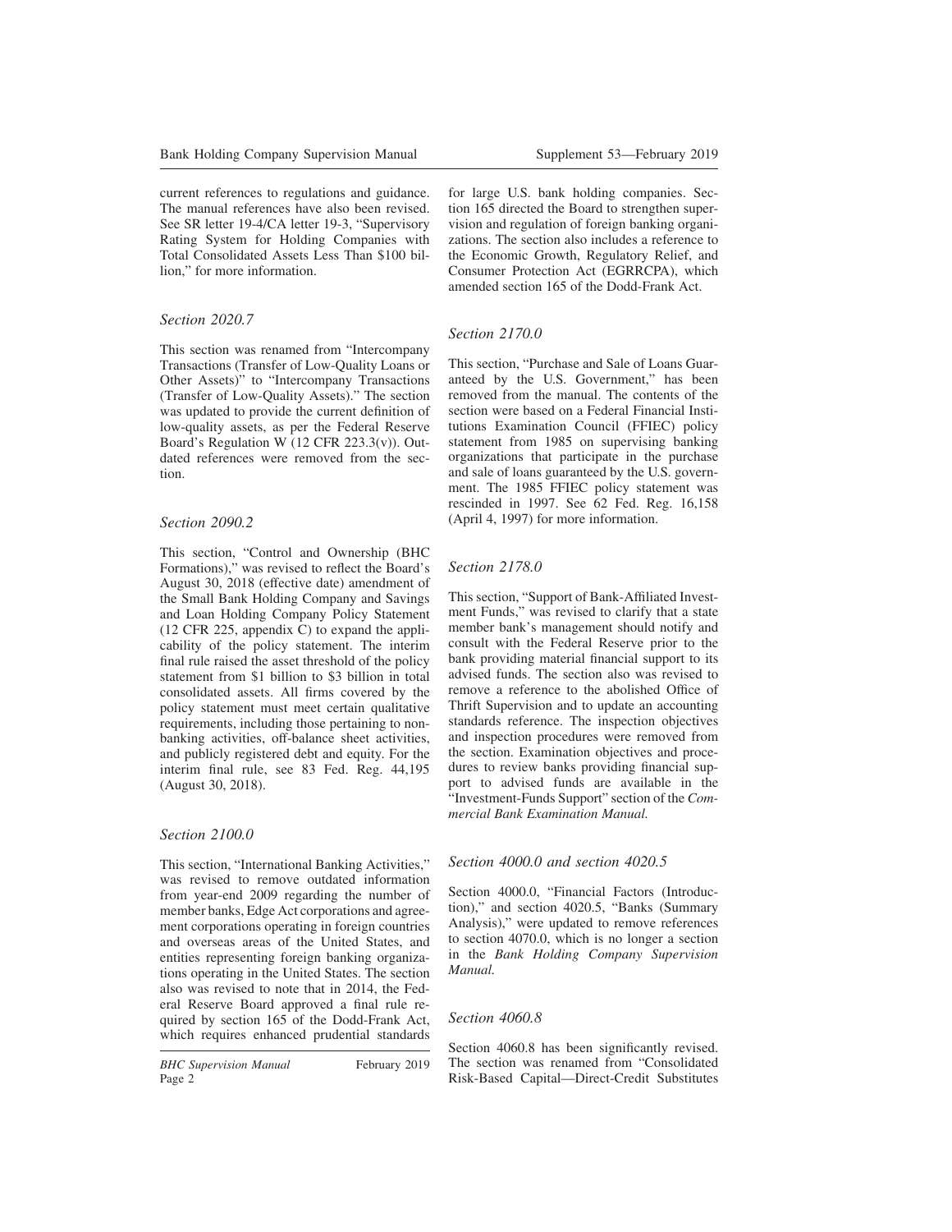current references to regulations and guidance. The manual references have also been revised. See SR letter 19-4/CA letter 19-3, "Supervisory Rating System for Holding Companies with Total Consolidated Assets Less Than $100 billion," for more information.

### *Section 2020.7*

This section was renamed from "Intercompany Transactions (Transfer of Low-Quality Loans or Other Assets)" to "Intercompany Transactions (Transfer of Low-Quality Assets)." The section was updated to provide the current definition of low-quality assets, as per the Federal Reserve Board's Regulation W (12 CFR 223.3(v)). Outdated references were removed from the section.

### *Section 2090.2*

This section, "Control and Ownership (BHC Formations)," was revised to reflect the Board's August 30, 2018 (effective date) amendment of the Small Bank Holding Company and Savings and Loan Holding Company Policy Statement (12 CFR 225, appendix C) to expand the applicability of the policy statement. The interim final rule raised the asset threshold of the policy statement from $1 billion to $3 billion in total consolidated assets. All firms covered by the policy statement must meet certain qualitative requirements, including those pertaining to nonbanking activities, off-balance sheet activities, and publicly registered debt and equity. For the interim final rule, see 83 Fed. Reg. 44,195 (August 30, 2018).

### *Section 2100.0*

This section, "International Banking Activities," was revised to remove outdated information from year-end 2009 regarding the number of member banks, Edge Act corporations and agreement corporations operating in foreign countries and overseas areas of the United States, and entities representing foreign banking organizations operating in the United States. The section also was revised to note that in 2014, the Federal Reserve Board approved a final rule required by section 165 of the Dodd-Frank Act, which requires enhanced prudential standards for large U.S. bank holding companies. Section 165 directed the Board to strengthen supervision and regulation of foreign banking organizations. The section also includes a reference to the Economic Growth, Regulatory Relief, and Consumer Protection Act (EGRRCPA), which amended section 165 of the Dodd-Frank Act.

### *Section 2170.0*

This section, "Purchase and Sale of Loans Guaranteed by the U.S. Government," has been removed from the manual. The contents of the section were based on a Federal Financial Institutions Examination Council (FFIEC) policy statement from 1985 on supervising banking organizations that participate in the purchase and sale of loans guaranteed by the U.S. government. The 1985 FFIEC policy statement was rescinded in 1997. See 62 Fed. Reg. 16,158 (April 4, 1997) for more information.

### *Section 2178.0*

This section, "Support of Bank-Affiliated Investment Funds," was revised to clarify that a state member bank's management should notify and consult with the Federal Reserve prior to the bank providing material financial support to its advised funds. The section also was revised to remove a reference to the abolished Office of Thrift Supervision and to update an accounting standards reference. The inspection objectives and inspection procedures were removed from the section. Examination objectives and procedures to review banks providing financial support to advised funds are available in the "Investment-Funds Support" section of the *Commercial Bank Examination Manual.*

### *Section 4000.0 and section 4020.5*

Section 4000.0, "Financial Factors (Introduction)," and section 4020.5, "Banks (Summary Analysis)," were updated to remove references to section 4070.0, which is no longer a section in the *Bank Holding Company Supervision Manual.*

### *Section 4060.8*

Section 4060.8 has been significantly revised. The section was renamed from "Consolidated Risk-Based Capital—Direct-Credit Substitutes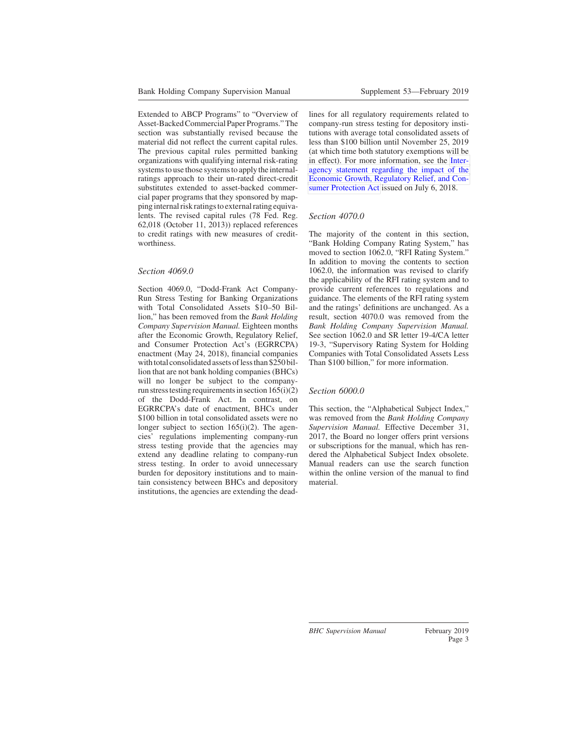Extended to ABCP Programs" to "Overview of Asset-Backed Commercial Paper Programs." The section was substantially revised because the material did not reflect the current capital rules. The previous capital rules permitted banking organizations with qualifying internal risk-rating systems to use those systems to apply the internal-ratings approach to their un-rated direct-credit substitutes extended to asset-backed commercial paper programs that they sponsored by mapping internal risk ratings to external rating equivalents. The revised capital rules (78 Fed. Reg. 62,018 (October 11, 2013)) replaced references to credit ratings with new measures of creditworthiness.

### *Section 4069.0*

Section 4069.0, "Dodd-Frank Act Company-Run Stress Testing for Banking Organizations with Total Consolidated Assets $10–50 Billion," has been removed from the *Bank Holding Company Supervision Manual.* Eighteen months after the Economic Growth, Regulatory Relief, and Consumer Protection Act's (EGRRCPA) enactment (May 24, 2018), financial companies with total consolidated assets of less than $250 billion that are not bank holding companies (BHCs) will no longer be subject to the company-run stress testing requirements in section 165(i)(2) of the Dodd-Frank Act. In contrast, on EGRRCPA's date of enactment, BHCs under $100 billion in total consolidated assets were no longer subject to section 165(i)(2). The agencies' regulations implementing company-run stress testing provide that the agencies may extend any deadline relating to company-run stress testing. In order to avoid unnecessary burden for depository institutions and to maintain consistency between BHCs and depository institutions, the agencies are extending the deadlines for all regulatory requirements related to company-run stress testing for depository institutions with average total consolidated assets of less than $100 billion until November 25, 2019 (at which time both statutory exemptions will be in effect). For more information, see the Interagency statement regarding the impact of the Economic Growth, Regulatory Relief, and Consumer Protection Act issued on July 6, 2018.

### *Section 4070.0*

The majority of the content in this section, "Bank Holding Company Rating System," has moved to section 1062.0, "RFI Rating System." In addition to moving the contents to section 1062.0, the information was revised to clarify the applicability of the RFI rating system and to provide current references to regulations and guidance. The elements of the RFI rating system and the ratings' definitions are unchanged. As a result, section 4070.0 was removed from the *Bank Holding Company Supervision Manual.* See section 1062.0 and SR letter 19-4/CA letter 19-3, "Supervisory Rating System for Holding Companies with Total Consolidated Assets Less Than $100 billion," for more information.

### *Section 6000.0*

This section, the "Alphabetical Subject Index," was removed from the *Bank Holding Company Supervision Manual.* Effective December 31, 2017, the Board no longer offers print versions or subscriptions for the manual, which has rendered the Alphabetical Subject Index obsolete. Manual readers can use the search function within the online version of the manual to find material.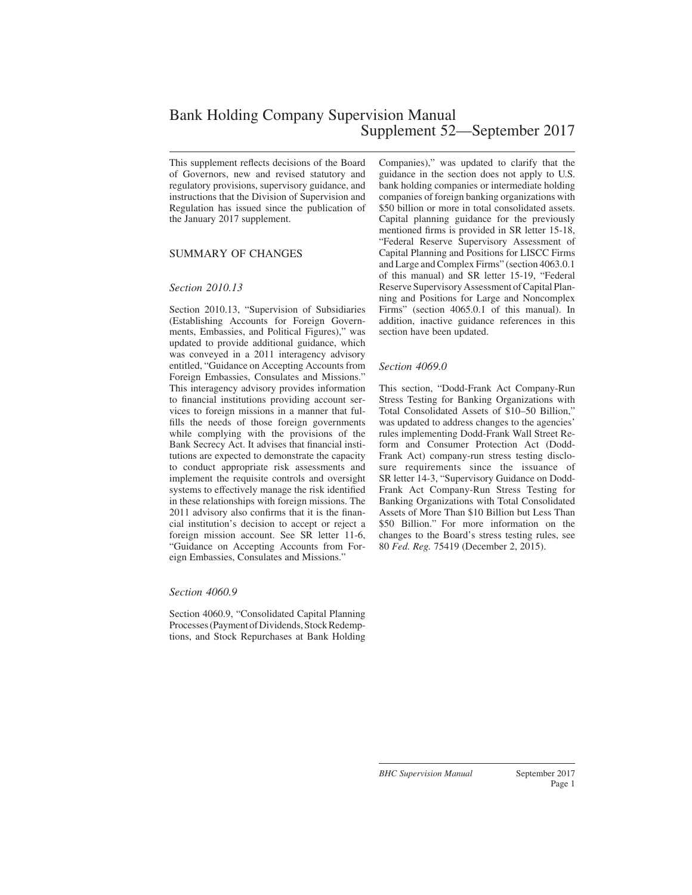# Bank Holding Company Supervision Manual
## Supplement 52—September 2017

This supplement reflects decisions of the Board of Governors, new and revised statutory and regulatory provisions, supervisory guidance, and instructions that the Division of Supervision and Regulation has issued since the publication of the January 2017 supplement.

## SUMMARY OF CHANGES

### *Section 2010.13*

Section 2010.13, "Supervision of Subsidiaries (Establishing Accounts for Foreign Governments, Embassies, and Political Figures)," was updated to provide additional guidance, which was conveyed in a 2011 interagency advisory entitled, "Guidance on Accepting Accounts from Foreign Embassies, Consulates and Missions." This interagency advisory provides information to financial institutions providing account services to foreign missions in a manner that fulfills the needs of those foreign governments while complying with the provisions of the Bank Secrecy Act. It advises that financial institutions are expected to demonstrate the capacity to conduct appropriate risk assessments and implement the requisite controls and oversight systems to effectively manage the risk identified in these relationships with foreign missions. The 2011 advisory also confirms that it is the financial institution's decision to accept or reject a foreign mission account. See SR letter 11-6, "Guidance on Accepting Accounts from Foreign Embassies, Consulates and Missions."

### *Section 4060.9*

Section 4060.9, "Consolidated Capital Planning Processes (Payment of Dividends, Stock Redemptions, and Stock Repurchases at Bank Holding Companies)," was updated to clarify that the guidance in the section does not apply to U.S. bank holding companies or intermediate holding companies of foreign banking organizations with \$50 billion or more in total consolidated assets. Capital planning guidance for the previously mentioned firms is provided in SR letter 15-18, "Federal Reserve Supervisory Assessment of Capital Planning and Positions for LISCC Firms and Large and Complex Firms" (section 4063.0.1 of this manual) and SR letter 15-19, "Federal Reserve Supervisory Assessment of Capital Planning and Positions for Large and Noncomplex Firms" (section 4065.0.1 of this manual). In addition, inactive guidance references in this section have been updated.

### *Section 4069.0*

This section, "Dodd-Frank Act Company-Run Stress Testing for Banking Organizations with Total Consolidated Assets of \$10–50 Billion," was updated to address changes to the agencies' rules implementing Dodd-Frank Wall Street Reform and Consumer Protection Act (Dodd-Frank Act) company-run stress testing disclosure requirements since the issuance of SR letter 14-3, "Supervisory Guidance on Dodd-Frank Act Company-Run Stress Testing for Banking Organizations with Total Consolidated Assets of More Than \$10 Billion but Less Than \$50 Billion." For more information on the changes to the Board's stress testing rules, see 80 *Fed. Reg.* 75419 (December 2, 2015).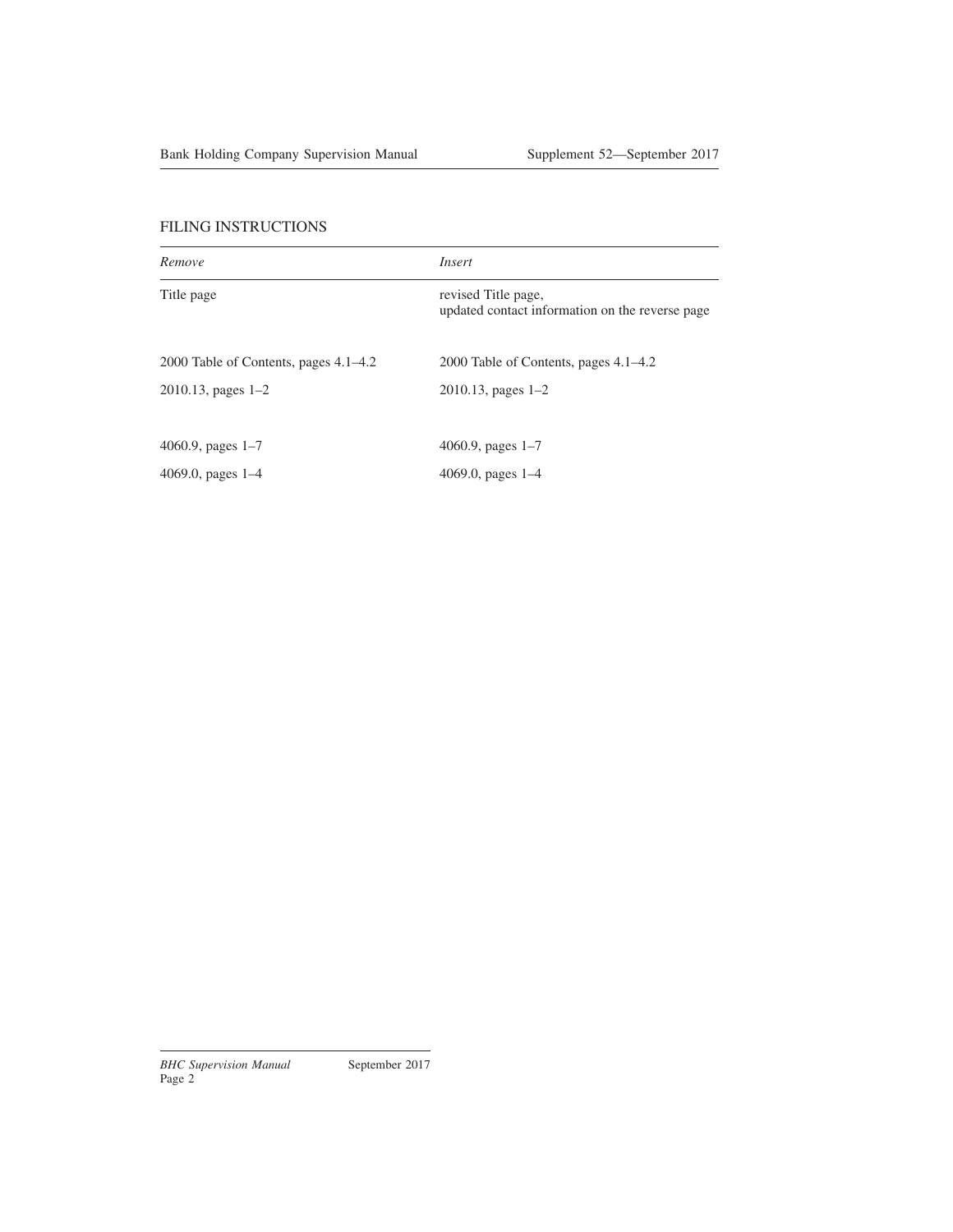## FILING INSTRUCTIONS

| *Remove* | *Insert* |
|---|---|
| Title page | revised Title page, updated contact information on the reverse page |
| 2000 Table of Contents, pages 4.1–4.2 | 2000 Table of Contents, pages 4.1–4.2 |
| 2010.13, pages 1–2 | 2010.13, pages 1–2 |
| 4060.9, pages 1–7 | 4060.9, pages 1–7 |
| 4069.0, pages 1–4 | 4069.0, pages 1–4 |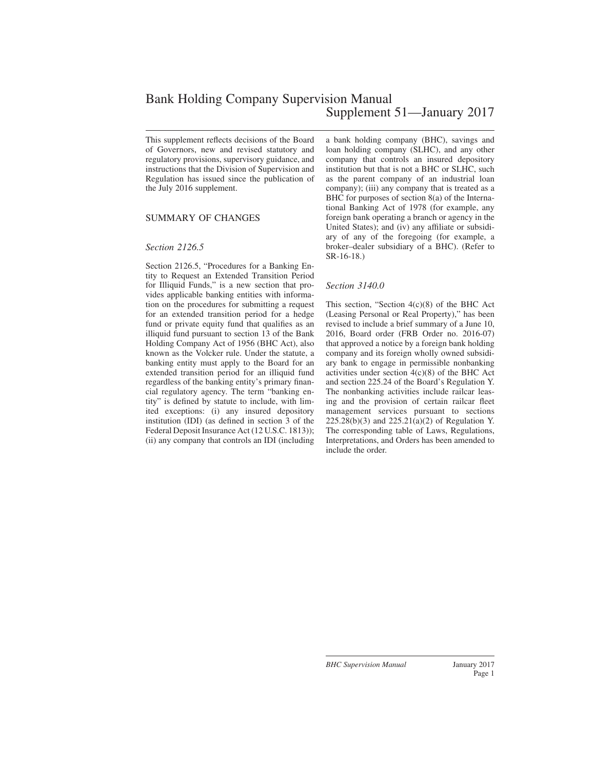# Bank Holding Company Supervision Manual
## Supplement 51—January 2017

This supplement reflects decisions of the Board of Governors, new and revised statutory and regulatory provisions, supervisory guidance, and instructions that the Division of Supervision and Regulation has issued since the publication of the July 2016 supplement.

### SUMMARY OF CHANGES

#### *Section 2126.5*

Section 2126.5, "Procedures for a Banking Entity to Request an Extended Transition Period for Illiquid Funds," is a new section that provides applicable banking entities with information on the procedures for submitting a request for an extended transition period for a hedge fund or private equity fund that qualifies as an illiquid fund pursuant to section 13 of the Bank Holding Company Act of 1956 (BHC Act), also known as the Volcker rule. Under the statute, a banking entity must apply to the Board for an extended transition period for an illiquid fund regardless of the banking entity's primary financial regulatory agency. The term "banking entity" is defined by statute to include, with limited exceptions: (i) any insured depository institution (IDI) (as defined in section 3 of the Federal Deposit Insurance Act (12 U.S.C. 1813)); (ii) any company that controls an IDI (including a bank holding company (BHC), savings and loan holding company (SLHC), and any other company that controls an insured depository institution but that is not a BHC or SLHC, such as the parent company of an industrial loan company); (iii) any company that is treated as a BHC for purposes of section 8(a) of the International Banking Act of 1978 (for example, any foreign bank operating a branch or agency in the United States); and (iv) any affiliate or subsidiary of any of the foregoing (for example, a broker–dealer subsidiary of a BHC). (Refer to SR-16-18.)

#### *Section 3140.0*

This section, "Section 4(c)(8) of the BHC Act (Leasing Personal or Real Property)," has been revised to include a brief summary of a June 10, 2016, Board order (FRB Order no. 2016-07) that approved a notice by a foreign bank holding company and its foreign wholly owned subsidiary bank to engage in permissible nonbanking activities under section 4(c)(8) of the BHC Act and section 225.24 of the Board's Regulation Y. The nonbanking activities include railcar leasing and the provision of certain railcar fleet management services pursuant to sections 225.28(b)(3) and 225.21(a)(2) of Regulation Y. The corresponding table of Laws, Regulations, Interpretations, and Orders has been amended to include the order.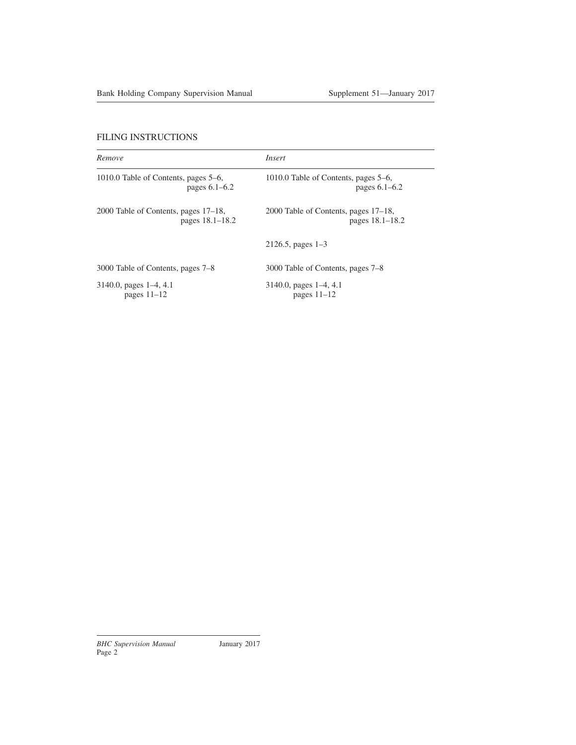## FILING INSTRUCTIONS

| *Remove* | *Insert* |
|---|---|
| 1010.0 Table of Contents, pages 5–6, pages 6.1–6.2 | 1010.0 Table of Contents, pages 5–6, pages 6.1–6.2 |
| 2000 Table of Contents, pages 17–18, pages 18.1–18.2 | 2000 Table of Contents, pages 17–18, pages 18.1–18.2 |
| | 2126.5, pages 1–3 |
| 3000 Table of Contents, pages 7–8 | 3000 Table of Contents, pages 7–8 |
| 3140.0, pages 1–4, 4.1 pages 11–12 | 3140.0, pages 1–4, 4.1 pages 11–12 |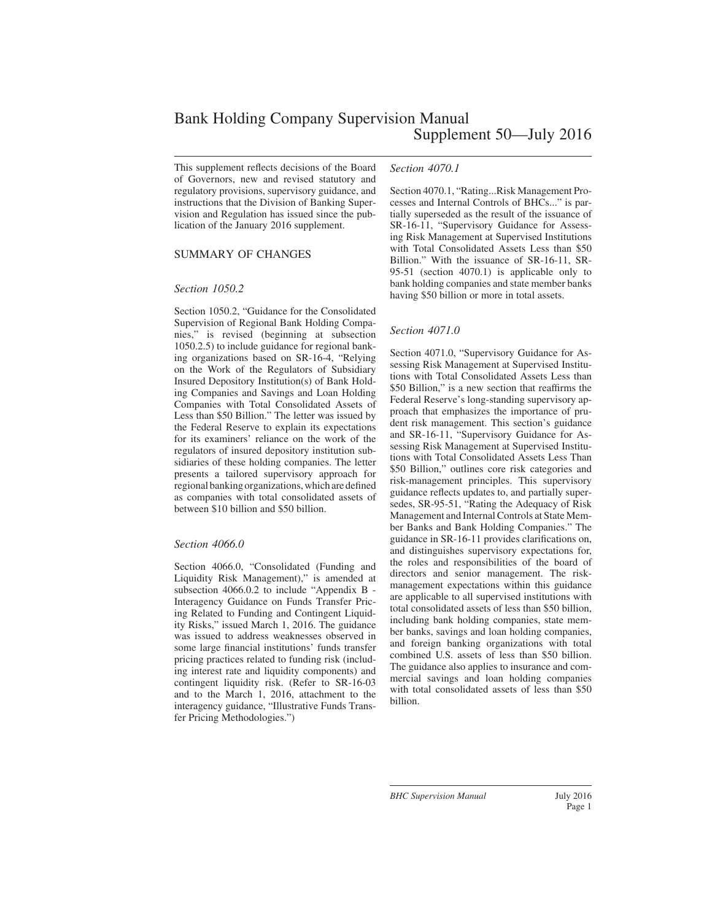# Bank Holding Company Supervision Manual

## Supplement 50—July 2016

This supplement reflects decisions of the Board of Governors, new and revised statutory and regulatory provisions, supervisory guidance, and instructions that the Division of Banking Supervision and Regulation has issued since the publication of the January 2016 supplement.

### SUMMARY OF CHANGES

#### *Section 1050.2*

Section 1050.2, "Guidance for the Consolidated Supervision of Regional Bank Holding Companies," is revised (beginning at subsection 1050.2.5) to include guidance for regional banking organizations based on SR-16-4, "Relying on the Work of the Regulators of Subsidiary Insured Depository Institution(s) of Bank Holding Companies and Savings and Loan Holding Companies with Total Consolidated Assets of Less than $50 Billion." The letter was issued by the Federal Reserve to explain its expectations for its examiners' reliance on the work of the regulators of insured depository institution subsidiaries of these holding companies. The letter presents a tailored supervisory approach for regional banking organizations, which are defined as companies with total consolidated assets of between $10 billion and $50 billion.

#### *Section 4066.0*

Section 4066.0, "Consolidated (Funding and Liquidity Risk Management)," is amended at subsection 4066.0.2 to include "Appendix B - Interagency Guidance on Funds Transfer Pricing Related to Funding and Contingent Liquidity Risks," issued March 1, 2016. The guidance was issued to address weaknesses observed in some large financial institutions' funds transfer pricing practices related to funding risk (including interest rate and liquidity components) and contingent liquidity risk. (Refer to SR-16-03 and to the March 1, 2016, attachment to the interagency guidance, "Illustrative Funds Transfer Pricing Methodologies.")

#### *Section 4070.1*

Section 4070.1, "Rating...Risk Management Processes and Internal Controls of BHCs..." is partially superseded as the result of the issuance of SR-16-11, "Supervisory Guidance for Assessing Risk Management at Supervised Institutions with Total Consolidated Assets Less than $50 Billion." With the issuance of SR-16-11, SR-95-51 (section 4070.1) is applicable only to bank holding companies and state member banks having $50 billion or more in total assets.

#### *Section 4071.0*

Section 4071.0, "Supervisory Guidance for Assessing Risk Management at Supervised Institutions with Total Consolidated Assets Less than $50 Billion," is a new section that reaffirms the Federal Reserve's long-standing supervisory approach that emphasizes the importance of prudent risk management. This section's guidance and SR-16-11, "Supervisory Guidance for Assessing Risk Management at Supervised Institutions with Total Consolidated Assets Less Than $50 Billion," outlines core risk categories and risk-management principles. This supervisory guidance reflects updates to, and partially supersedes, SR-95-51, "Rating the Adequacy of Risk Management and Internal Controls at State Member Banks and Bank Holding Companies." The guidance in SR-16-11 provides clarifications on, and distinguishes supervisory expectations for, the roles and responsibilities of the board of directors and senior management. The risk-management expectations within this guidance are applicable to all supervised institutions with total consolidated assets of less than $50 billion, including bank holding companies, state member banks, savings and loan holding companies, and foreign banking organizations with total combined U.S. assets of less than $50 billion. The guidance also applies to insurance and commercial savings and loan holding companies with total consolidated assets of less than $50 billion.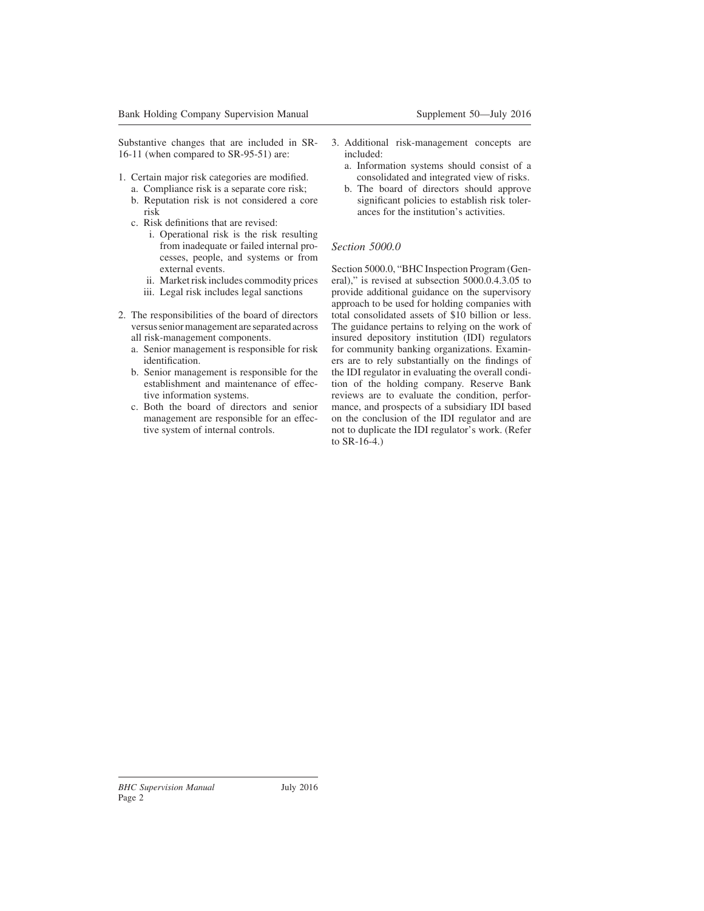Substantive changes that are included in SR-16-11 (when compared to SR-95-51) are:

1. Certain major risk categories are modified.
   a. Compliance risk is a separate core risk;
   b. Reputation risk is not considered a core risk
   c. Risk definitions that are revised:
      i. Operational risk is the risk resulting from inadequate or failed internal processes, people, and systems or from external events.
      ii. Market risk includes commodity prices
      iii. Legal risk includes legal sanctions
2. The responsibilities of the board of directors versus senior management are separated across all risk-management components.
   a. Senior management is responsible for risk identification.
   b. Senior management is responsible for the establishment and maintenance of effective information systems.
   c. Both the board of directors and senior management are responsible for an effective system of internal controls.
3. Additional risk-management concepts are included:
   a. Information systems should consist of a consolidated and integrated view of risks.
   b. The board of directors should approve significant policies to establish risk tolerances for the institution's activities.

### *Section 5000.0*

Section 5000.0, "BHC Inspection Program (General)," is revised at subsection 5000.0.4.3.05 to provide additional guidance on the supervisory approach to be used for holding companies with total consolidated assets of $10 billion or less. The guidance pertains to relying on the work of insured depository institution (IDI) regulators for community banking organizations. Examiners are to rely substantially on the findings of the IDI regulator in evaluating the overall condition of the holding company. Reserve Bank reviews are to evaluate the condition, performance, and prospects of a subsidiary IDI based on the conclusion of the IDI regulator and are not to duplicate the IDI regulator's work. (Refer to SR-16-4.)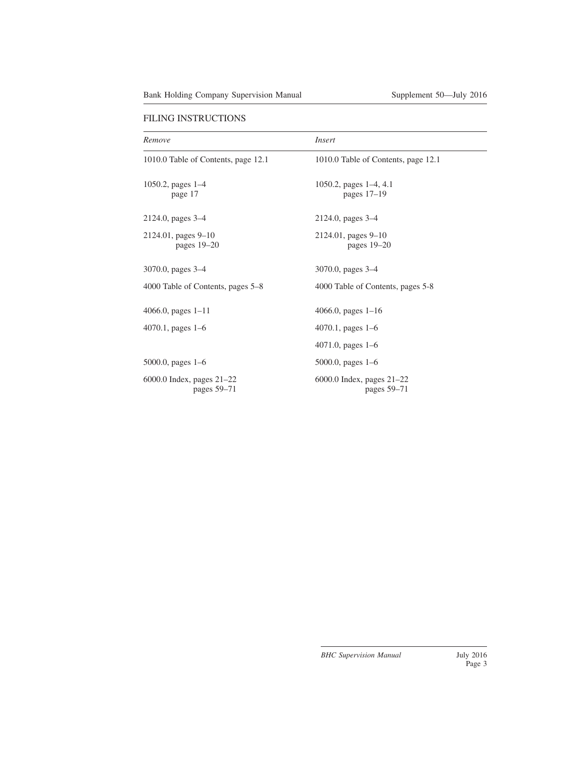## FILING INSTRUCTIONS

| *Remove* | *Insert* |
|---|---|
| 1010.0 Table of Contents, page 12.1 | 1010.0 Table of Contents, page 12.1 |
| 1050.2, pages 1–4<br>page 17 | 1050.2, pages 1–4, 4.1<br>pages 17–19 |
| 2124.0, pages 3–4 | 2124.0, pages 3–4 |
| 2124.01, pages 9–10<br>pages 19–20 | 2124.01, pages 9–10<br>pages 19–20 |
| 3070.0, pages 3–4 | 3070.0, pages 3–4 |
| 4000 Table of Contents, pages 5–8 | 4000 Table of Contents, pages 5-8 |
| 4066.0, pages 1–11 | 4066.0, pages 1–16 |
| 4070.1, pages 1–6 | 4070.1, pages 1–6 |
| | 4071.0, pages 1–6 |
| 5000.0, pages 1–6 | 5000.0, pages 1–6 |
| 6000.0 Index, pages 21–22<br>pages 59–71 | 6000.0 Index, pages 21–22<br>pages 59–71 |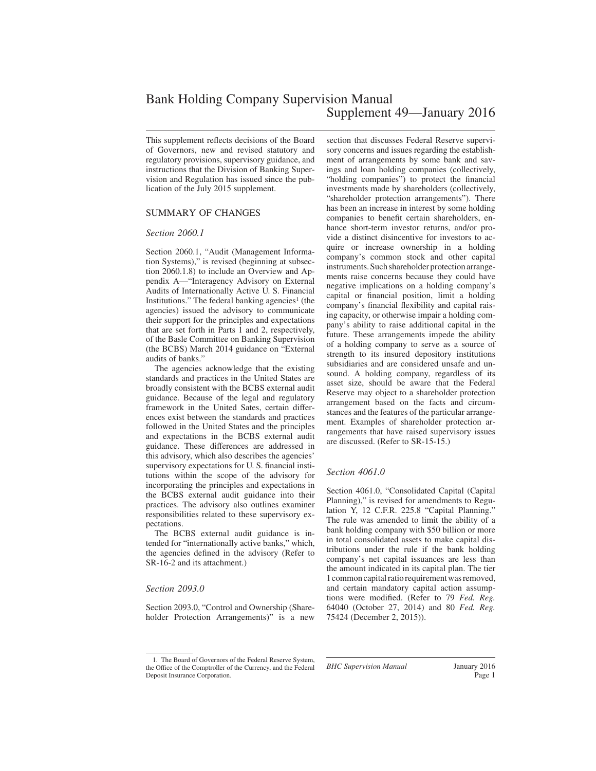# Bank Holding Company Supervision Manual
## Supplement 49—January 2016

This supplement reflects decisions of the Board of Governors, new and revised statutory and regulatory provisions, supervisory guidance, and instructions that the Division of Banking Supervision and Regulation has issued since the publication of the July 2015 supplement.

### SUMMARY OF CHANGES

#### *Section 2060.1*

Section 2060.1, "Audit (Management Information Systems)," is revised (beginning at subsection 2060.1.8) to include an Overview and Appendix A—"Interagency Advisory on External Audits of Internationally Active U. S. Financial Institutions." The federal banking agencies[1] (the agencies) issued the advisory to communicate their support for the principles and expectations that are set forth in Parts 1 and 2, respectively, of the Basle Committee on Banking Supervision (the BCBS) March 2014 guidance on "External audits of banks."

The agencies acknowledge that the existing standards and practices in the United States are broadly consistent with the BCBS external audit guidance. Because of the legal and regulatory framework in the United Sates, certain differences exist between the standards and practices followed in the United States and the principles and expectations in the BCBS external audit guidance. These differences are addressed in this advisory, which also describes the agencies' supervisory expectations for U. S. financial institutions within the scope of the advisory for incorporating the principles and expectations in the BCBS external audit guidance into their practices. The advisory also outlines examiner responsibilities related to these supervisory expectations.

The BCBS external audit guidance is intended for "internationally active banks," which, the agencies defined in the advisory (Refer to SR-16-2 and its attachment.)

#### *Section 2093.0*

Section 2093.0, "Control and Ownership (Shareholder Protection Arrangements)" is a new section that discusses Federal Reserve supervisory concerns and issues regarding the establishment of arrangements by some bank and savings and loan holding companies (collectively, "holding companies") to protect the financial investments made by shareholders (collectively, "shareholder protection arrangements"). There has been an increase in interest by some holding companies to benefit certain shareholders, enhance short-term investor returns, and/or provide a distinct disincentive for investors to acquire or increase ownership in a holding company's common stock and other capital instruments. Such shareholder protection arrangements raise concerns because they could have negative implications on a holding company's capital or financial position, limit a holding company's financial flexibility and capital raising capacity, or otherwise impair a holding company's ability to raise additional capital in the future. These arrangements impede the ability of a holding company to serve as a source of strength to its insured depository institutions subsidiaries and are considered unsafe and unsound. A holding company, regardless of its asset size, should be aware that the Federal Reserve may object to a shareholder protection arrangement based on the facts and circumstances and the features of the particular arrangement. Examples of shareholder protection arrangements that have raised supervisory issues are discussed. (Refer to SR-15-15.)

#### *Section 4061.0*

Section 4061.0, "Consolidated Capital (Capital Planning)," is revised for amendments to Regulation Y, 12 C.F.R. 225.8 "Capital Planning." The rule was amended to limit the ability of a bank holding company with \$50 billion or more in total consolidated assets to make capital distributions under the rule if the bank holding company's net capital issuances are less than the amount indicated in its capital plan. The tier 1 common capital ratio requirement was removed, and certain mandatory capital action assumptions were modified. (Refer to 79 *Fed. Reg.* 64040 (October 27, 2014) and 80 *Fed. Reg.* 75424 (December 2, 2015)).

---

1. The Board of Governors of the Federal Reserve System, the Office of the Comptroller of the Currency, and the Federal Deposit Insurance Corporation.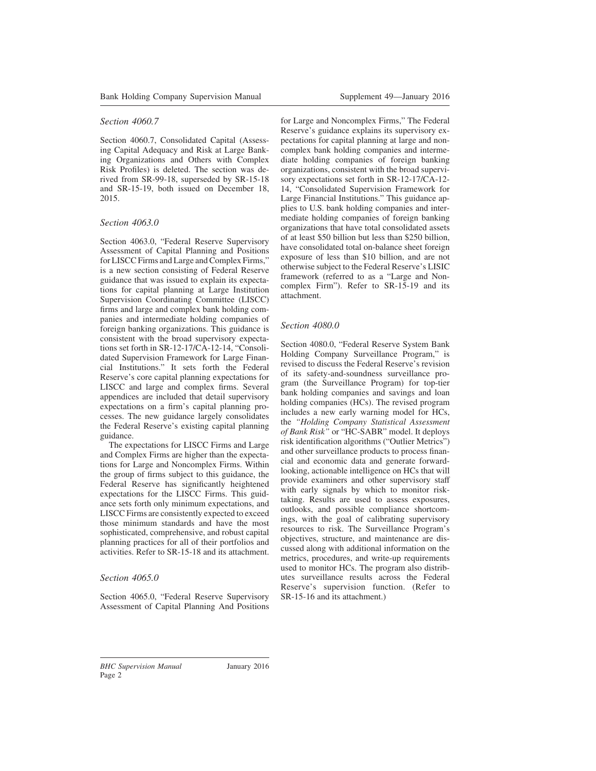### *Section 4060.7*

Section 4060.7, Consolidated Capital (Assessing Capital Adequacy and Risk at Large Banking Organizations and Others with Complex Risk Profiles) is deleted. The section was derived from SR-99-18, superseded by SR-15-18 and SR-15-19, both issued on December 18, 2015.

### *Section 4063.0*

Section 4063.0, "Federal Reserve Supervisory Assessment of Capital Planning and Positions for LISCC Firms and Large and Complex Firms," is a new section consisting of Federal Reserve guidance that was issued to explain its expectations for capital planning at Large Institution Supervision Coordinating Committee (LISCC) firms and large and complex bank holding companies and intermediate holding companies of foreign banking organizations. This guidance is consistent with the broad supervisory expectations set forth in SR-12-17/CA-12-14, "Consolidated Supervision Framework for Large Financial Institutions." It sets forth the Federal Reserve's core capital planning expectations for LISCC and large and complex firms. Several appendices are included that detail supervisory expectations on a firm's capital planning processes. The new guidance largely consolidates the Federal Reserve's existing capital planning guidance.

The expectations for LISCC Firms and Large and Complex Firms are higher than the expectations for Large and Noncomplex Firms. Within the group of firms subject to this guidance, the Federal Reserve has significantly heightened expectations for the LISCC Firms. This guidance sets forth only minimum expectations, and LISCC Firms are consistently expected to exceed those minimum standards and have the most sophisticated, comprehensive, and robust capital planning practices for all of their portfolios and activities. Refer to SR-15-18 and its attachment.

### *Section 4065.0*

Section 4065.0, "Federal Reserve Supervisory Assessment of Capital Planning And Positions for Large and Noncomplex Firms," The Federal Reserve's guidance explains its supervisory expectations for capital planning at large and noncomplex bank holding companies and intermediate holding companies of foreign banking organizations, consistent with the broad supervisory expectations set forth in SR-12-17/CA-12-14, "Consolidated Supervision Framework for Large Financial Institutions." This guidance applies to U.S. bank holding companies and intermediate holding companies of foreign banking organizations that have total consolidated assets of at least $50 billion but less than $250 billion, have consolidated total on-balance sheet foreign exposure of less than $10 billion, and are not otherwise subject to the Federal Reserve's LISIC framework (referred to as a "Large and Noncomplex Firm"). Refer to SR-15-19 and its attachment.

### *Section 4080.0*

Section 4080.0, "Federal Reserve System Bank Holding Company Surveillance Program," is revised to discuss the Federal Reserve's revision of its safety-and-soundness surveillance program (the Surveillance Program) for top-tier bank holding companies and savings and loan holding companies (HCs). The revised program includes a new early warning model for HCs, the *"Holding Company Statistical Assessment of Bank Risk"* or "HC-SABR" model. It deploys risk identification algorithms ("Outlier Metrics") and other surveillance products to process financial and economic data and generate forward-looking, actionable intelligence on HCs that will provide examiners and other supervisory staff with early signals by which to monitor risk-taking. Results are used to assess exposures, outlooks, and possible compliance shortcomings, with the goal of calibrating supervisory resources to risk. The Surveillance Program's objectives, structure, and maintenance are discussed along with additional information on the metrics, procedures, and write-up requirements used to monitor HCs. The program also distributes surveillance results across the Federal Reserve's supervision function. (Refer to SR-15-16 and its attachment.)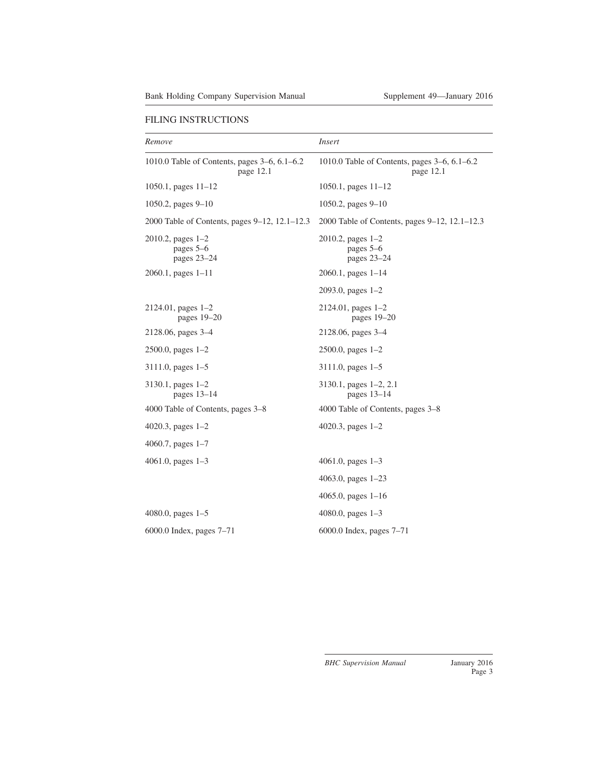## FILING INSTRUCTIONS

| *Remove* | *Insert* |
|---|---|
| 1010.0 Table of Contents, pages 3–6, 6.1–6.2<br>page 12.1 | 1010.0 Table of Contents, pages 3–6, 6.1–6.2<br>page 12.1 |
| 1050.1, pages 11–12 | 1050.1, pages 11–12 |
| 1050.2, pages 9–10 | 1050.2, pages 9–10 |
| 2000 Table of Contents, pages 9–12, 12.1–12.3 | 2000 Table of Contents, pages 9–12, 12.1–12.3 |
| 2010.2, pages 1–2<br>pages 5–6<br>pages 23–24 | 2010.2, pages 1–2<br>pages 5–6<br>pages 23–24 |
| 2060.1, pages 1–11 | 2060.1, pages 1–14 |
| | 2093.0, pages 1–2 |
| 2124.01, pages 1–2<br>pages 19–20 | 2124.01, pages 1–2<br>pages 19–20 |
| 2128.06, pages 3–4 | 2128.06, pages 3–4 |
| 2500.0, pages 1–2 | 2500.0, pages 1–2 |
| 3111.0, pages 1–5 | 3111.0, pages 1–5 |
| 3130.1, pages 1–2<br>pages 13–14 | 3130.1, pages 1–2, 2.1<br>pages 13–14 |
| 4000 Table of Contents, pages 3–8 | 4000 Table of Contents, pages 3–8 |
| 4020.3, pages 1–2 | 4020.3, pages 1–2 |
| 4060.7, pages 1–7 | |
| 4061.0, pages 1–3 | 4061.0, pages 1–3 |
| | 4063.0, pages 1–23 |
| | 4065.0, pages 1–16 |
| 4080.0, pages 1–5 | 4080.0, pages 1–3 |
| 6000.0 Index, pages 7–71 | 6000.0 Index, pages 7–71 |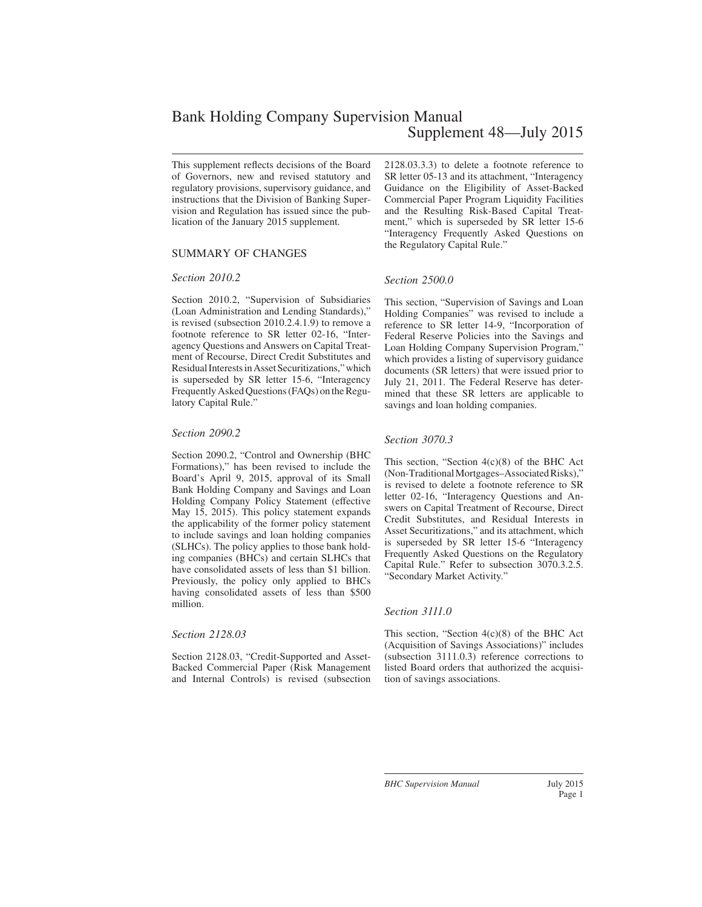# Bank Holding Company Supervision Manual
## Supplement 48—July 2015

This supplement reflects decisions of the Board of Governors, new and revised statutory and regulatory provisions, supervisory guidance, and instructions that the Division of Banking Supervision and Regulation has issued since the publication of the January 2015 supplement.

### SUMMARY OF CHANGES

*Section 2010.2*

Section 2010.2, "Supervision of Subsidiaries (Loan Administration and Lending Standards)," is revised (subsection 2010.2.4.1.9) to remove a footnote reference to SR letter 02-16, "Interagency Questions and Answers on Capital Treatment of Recourse, Direct Credit Substitutes and Residual Interests in Asset Securitizations," which is superseded by SR letter 15-6, "Interagency Frequently Asked Questions (FAQs) on the Regulatory Capital Rule."

*Section 2090.2*

Section 2090.2, "Control and Ownership (BHC Formations)," has been revised to include the Board's April 9, 2015, approval of its Small Bank Holding Company and Savings and Loan Holding Company Policy Statement (effective May 15, 2015). This policy statement expands the applicability of the former policy statement to include savings and loan holding companies (SLHCs). The policy applies to those bank holding companies (BHCs) and certain SLHCs that have consolidated assets of less than $1 billion. Previously, the policy only applied to BHCs having consolidated assets of less than $500 million.

*Section 2128.03*

Section 2128.03, "Credit-Supported and Asset-Backed Commercial Paper (Risk Management and Internal Controls) is revised (subsection 2128.03.3.3) to delete a footnote reference to SR letter 05-13 and its attachment, "Interagency Guidance on the Eligibility of Asset-Backed Commercial Paper Program Liquidity Facilities and the Resulting Risk-Based Capital Treatment," which is superseded by SR letter 15-6 "Interagency Frequently Asked Questions on the Regulatory Capital Rule."

*Section 2500.0*

This section, "Supervision of Savings and Loan Holding Companies" was revised to include a reference to SR letter 14-9, "Incorporation of Federal Reserve Policies into the Savings and Loan Holding Company Supervision Program," which provides a listing of supervisory guidance documents (SR letters) that were issued prior to July 21, 2011. The Federal Reserve has determined that these SR letters are applicable to savings and loan holding companies.

*Section 3070.3*

This section, "Section 4(c)(8) of the BHC Act (Non-Traditional Mortgages–Associated Risks)," is revised to delete a footnote reference to SR letter 02-16, "Interagency Questions and Answers on Capital Treatment of Recourse, Direct Credit Substitutes, and Residual Interests in Asset Securitizations," and its attachment, which is superseded by SR letter 15-6 "Interagency Frequently Asked Questions on the Regulatory Capital Rule." Refer to subsection 3070.3.2.5. "Secondary Market Activity."

*Section 3111.0*

This section, "Section 4(c)(8) of the BHC Act (Acquisition of Savings Associations)" includes (subsection 3111.0.3) reference corrections to listed Board orders that authorized the acquisition of savings associations.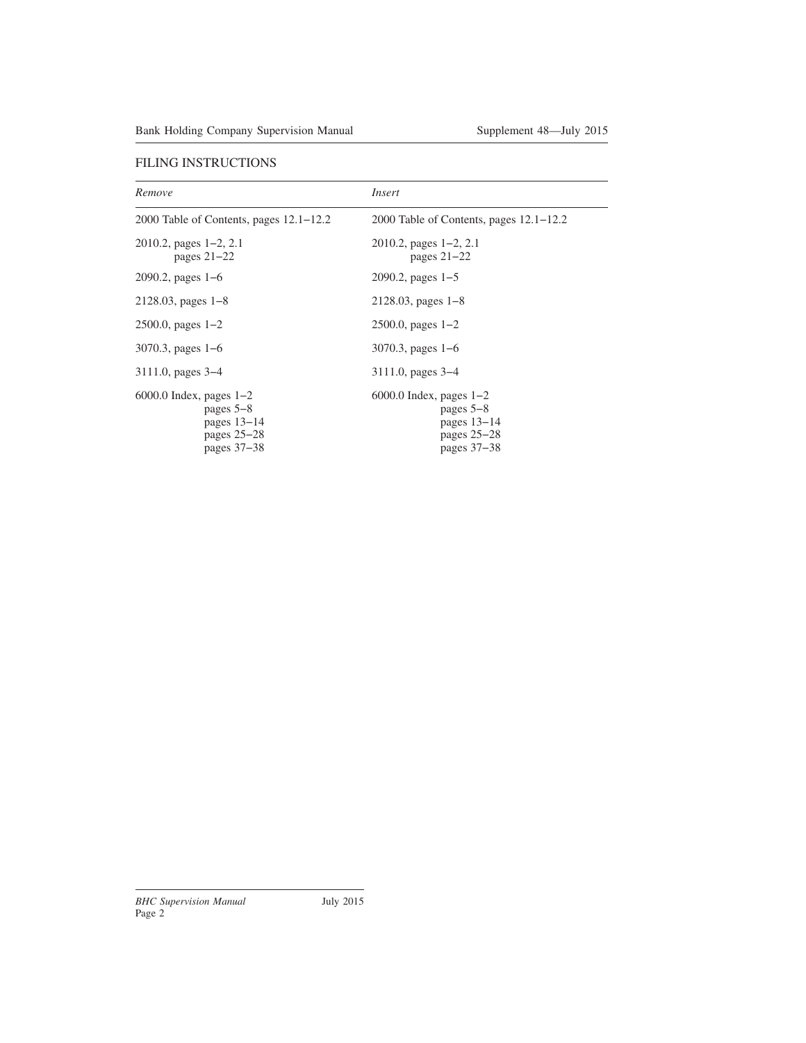## FILING INSTRUCTIONS

| *Remove* | *Insert* |
|---|---|
| 2000 Table of Contents, pages 12.1–12.2 | 2000 Table of Contents, pages 12.1–12.2 |
| 2010.2, pages 1–2, 2.1<br>pages 21–22 | 2010.2, pages 1–2, 2.1<br>pages 21–22 |
| 2090.2, pages 1–6 | 2090.2, pages 1–5 |
| 2128.03, pages 1–8 | 2128.03, pages 1–8 |
| 2500.0, pages 1–2 | 2500.0, pages 1–2 |
| 3070.3, pages 1–6 | 3070.3, pages 1–6 |
| 3111.0, pages 3–4 | 3111.0, pages 3–4 |
| 6000.0 Index, pages 1–2<br>pages 5–8<br>pages 13–14<br>pages 25–28<br>pages 37–38 | 6000.0 Index, pages 1–2<br>pages 5–8<br>pages 13–14<br>pages 25–28<br>pages 37–38 |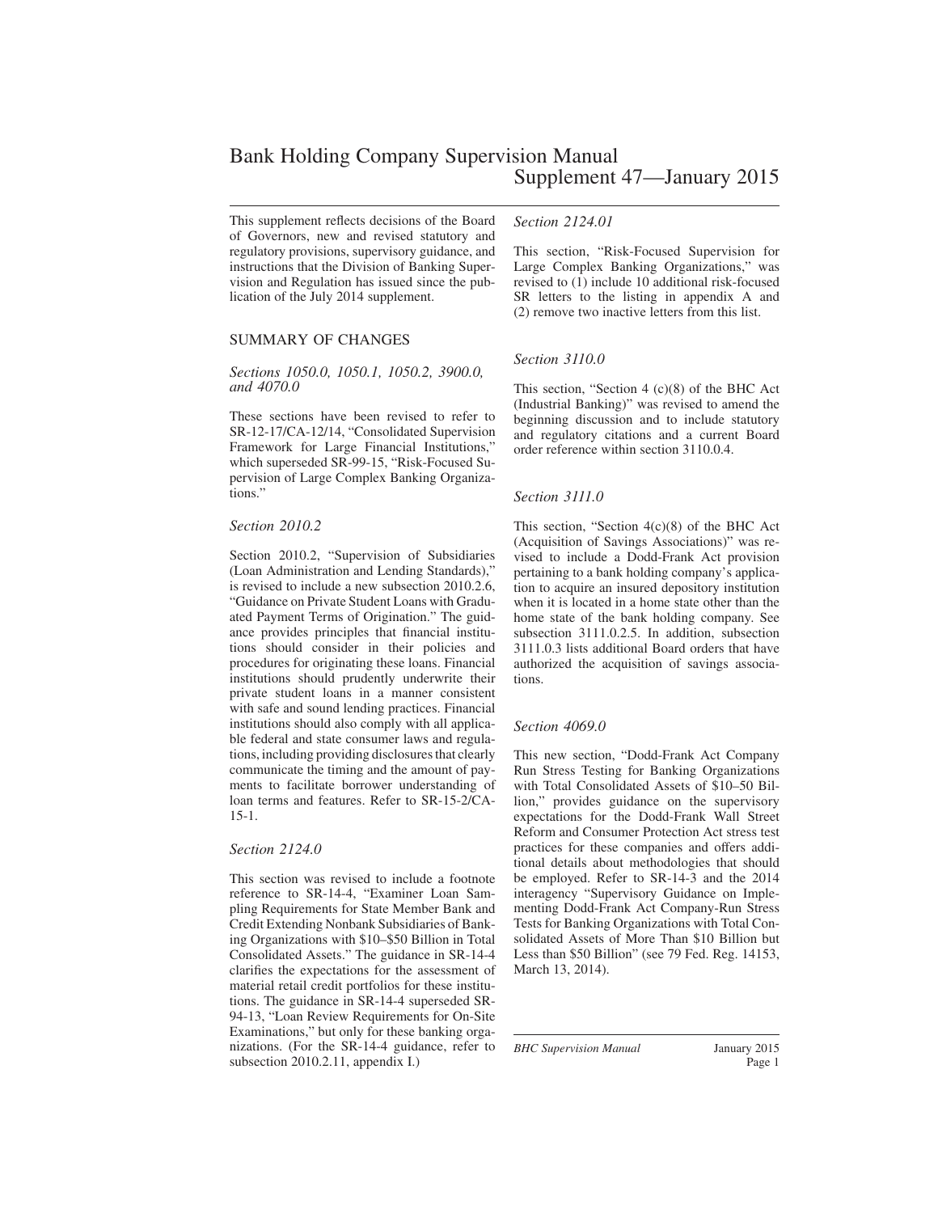# Bank Holding Company Supervision Manual
## Supplement 47—January 2015

This supplement reflects decisions of the Board of Governors, new and revised statutory and regulatory provisions, supervisory guidance, and instructions that the Division of Banking Supervision and Regulation has issued since the publication of the July 2014 supplement.

### SUMMARY OF CHANGES

*Sections 1050.0, 1050.1, 1050.2, 3900.0, and 4070.0*

These sections have been revised to refer to SR-12-17/CA-12/14, "Consolidated Supervision Framework for Large Financial Institutions," which superseded SR-99-15, "Risk-Focused Supervision of Large Complex Banking Organizations."

*Section 2010.2*

Section 2010.2, "Supervision of Subsidiaries (Loan Administration and Lending Standards)," is revised to include a new subsection 2010.2.6, "Guidance on Private Student Loans with Graduated Payment Terms of Origination." The guidance provides principles that financial institutions should consider in their policies and procedures for originating these loans. Financial institutions should prudently underwrite their private student loans in a manner consistent with safe and sound lending practices. Financial institutions should also comply with all applicable federal and state consumer laws and regulations, including providing disclosures that clearly communicate the timing and the amount of payments to facilitate borrower understanding of loan terms and features. Refer to SR-15-2/CA-15-1.

*Section 2124.0*

This section was revised to include a footnote reference to SR-14-4, "Examiner Loan Sampling Requirements for State Member Bank and Credit Extending Nonbank Subsidiaries of Banking Organizations with $10–$50 Billion in Total Consolidated Assets." The guidance in SR-14-4 clarifies the expectations for the assessment of material retail credit portfolios for these institutions. The guidance in SR-14-4 superseded SR-94-13, "Loan Review Requirements for On-Site Examinations," but only for these banking organizations. (For the SR-14-4 guidance, refer to subsection 2010.2.11, appendix I.)

*Section 2124.01*

This section, "Risk-Focused Supervision for Large Complex Banking Organizations," was revised to (1) include 10 additional risk-focused SR letters to the listing in appendix A and (2) remove two inactive letters from this list.

*Section 3110.0*

This section, "Section 4 (c)(8) of the BHC Act (Industrial Banking)" was revised to amend the beginning discussion and to include statutory and regulatory citations and a current Board order reference within section 3110.0.4.

*Section 3111.0*

This section, "Section 4(c)(8) of the BHC Act (Acquisition of Savings Associations)" was revised to include a Dodd-Frank Act provision pertaining to a bank holding company's application to acquire an insured depository institution when it is located in a home state other than the home state of the bank holding company. See subsection 3111.0.2.5. In addition, subsection 3111.0.3 lists additional Board orders that have authorized the acquisition of savings associations.

*Section 4069.0*

This new section, "Dodd-Frank Act Company Run Stress Testing for Banking Organizations with Total Consolidated Assets of $10–50 Billion," provides guidance on the supervisory expectations for the Dodd-Frank Wall Street Reform and Consumer Protection Act stress test practices for these companies and offers additional details about methodologies that should be employed. Refer to SR-14-3 and the 2014 interagency "Supervisory Guidance on Implementing Dodd-Frank Act Company-Run Stress Tests for Banking Organizations with Total Consolidated Assets of More Than $10 Billion but Less than $50 Billion" (see 79 Fed. Reg. 14153, March 13, 2014).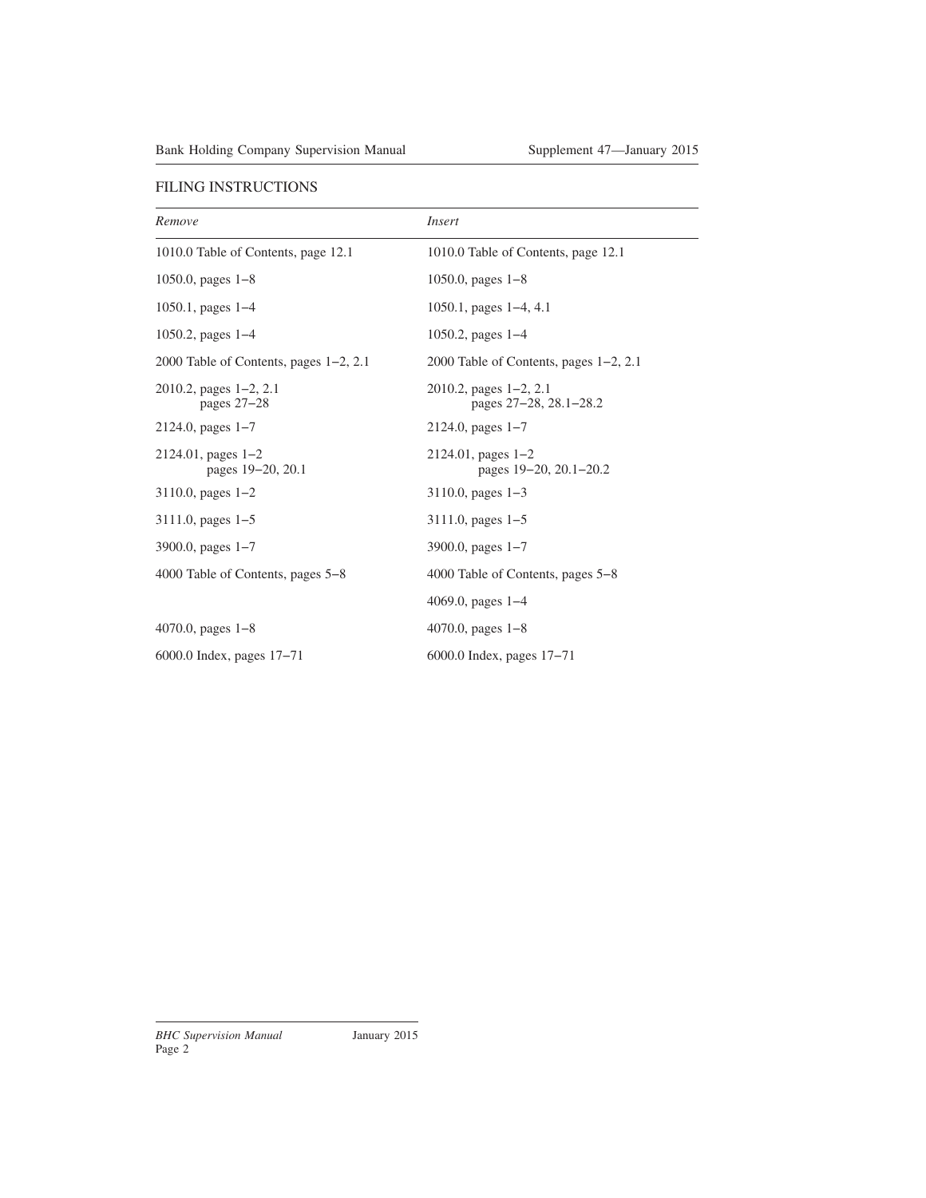## FILING INSTRUCTIONS

| *Remove* | *Insert* |
|---|---|
| 1010.0 Table of Contents, page 12.1 | 1010.0 Table of Contents, page 12.1 |
| 1050.0, pages 1–8 | 1050.0, pages 1–8 |
| 1050.1, pages 1–4 | 1050.1, pages 1–4, 4.1 |
| 1050.2, pages 1–4 | 1050.2, pages 1–4 |
| 2000 Table of Contents, pages 1–2, 2.1 | 2000 Table of Contents, pages 1–2, 2.1 |
| 2010.2, pages 1–2, 2.1<br>pages 27–28 | 2010.2, pages 1–2, 2.1<br>pages 27–28, 28.1–28.2 |
| 2124.0, pages 1–7 | 2124.0, pages 1–7 |
| 2124.01, pages 1–2<br>pages 19–20, 20.1 | 2124.01, pages 1–2<br>pages 19–20, 20.1–20.2 |
| 3110.0, pages 1–2 | 3110.0, pages 1–3 |
| 3111.0, pages 1–5 | 3111.0, pages 1–5 |
| 3900.0, pages 1–7 | 3900.0, pages 1–7 |
| 4000 Table of Contents, pages 5–8 | 4000 Table of Contents, pages 5–8 |
| | 4069.0, pages 1–4 |
| 4070.0, pages 1–8 | 4070.0, pages 1–8 |
| 6000.0 Index, pages 17–71 | 6000.0 Index, pages 17–71 |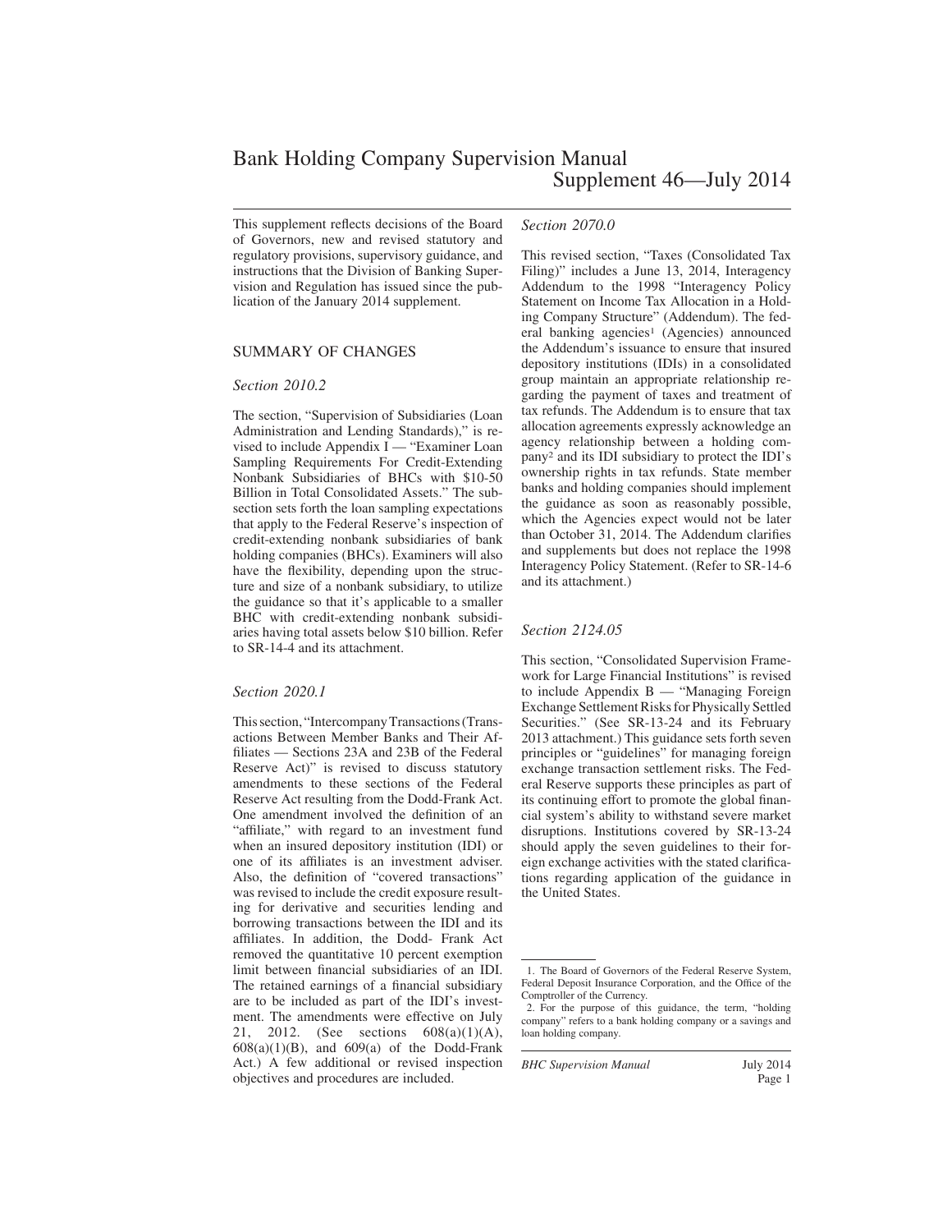# Bank Holding Company Supervision Manual

## Supplement 46—July 2014

This supplement reflects decisions of the Board of Governors, new and revised statutory and regulatory provisions, supervisory guidance, and instructions that the Division of Banking Supervision and Regulation has issued since the publication of the January 2014 supplement.

## SUMMARY OF CHANGES

### *Section 2010.2*

The section, "Supervision of Subsidiaries (Loan Administration and Lending Standards)," is revised to include Appendix I — "Examiner Loan Sampling Requirements For Credit-Extending Nonbank Subsidiaries of BHCs with $10-50 Billion in Total Consolidated Assets." The subsection sets forth the loan sampling expectations that apply to the Federal Reserve's inspection of credit-extending nonbank subsidiaries of bank holding companies (BHCs). Examiners will also have the flexibility, depending upon the structure and size of a nonbank subsidiary, to utilize the guidance so that it's applicable to a smaller BHC with credit-extending nonbank subsidiaries having total assets below $10 billion. Refer to SR-14-4 and its attachment.

### *Section 2020.1*

This section, "Intercompany Transactions (Transactions Between Member Banks and Their Affiliates — Sections 23A and 23B of the Federal Reserve Act)" is revised to discuss statutory amendments to these sections of the Federal Reserve Act resulting from the Dodd-Frank Act. One amendment involved the definition of an "affiliate," with regard to an investment fund when an insured depository institution (IDI) or one of its affiliates is an investment adviser. Also, the definition of "covered transactions" was revised to include the credit exposure resulting for derivative and securities lending and borrowing transactions between the IDI and its affiliates. In addition, the Dodd- Frank Act removed the quantitative 10 percent exemption limit between financial subsidiaries of an IDI. The retained earnings of a financial subsidiary are to be included as part of the IDI's investment. The amendments were effective on July 21, 2012. (See sections 608(a)(1)(A), 608(a)(1)(B), and 609(a) of the Dodd-Frank Act.) A few additional or revised inspection objectives and procedures are included.

### *Section 2070.0*

This revised section, "Taxes (Consolidated Tax Filing)" includes a June 13, 2014, Interagency Addendum to the 1998 "Interagency Policy Statement on Income Tax Allocation in a Holding Company Structure" (Addendum). The federal banking agencies[1] (Agencies) announced the Addendum's issuance to ensure that insured depository institutions (IDIs) in a consolidated group maintain an appropriate relationship regarding the payment of taxes and treatment of tax refunds. The Addendum is to ensure that tax allocation agreements expressly acknowledge an agency relationship between a holding company[2] and its IDI subsidiary to protect the IDI's ownership rights in tax refunds. State member banks and holding companies should implement the guidance as soon as reasonably possible, which the Agencies expect would not be later than October 31, 2014. The Addendum clarifies and supplements but does not replace the 1998 Interagency Policy Statement. (Refer to SR-14-6 and its attachment.)

### *Section 2124.05*

This section, "Consolidated Supervision Framework for Large Financial Institutions" is revised to include Appendix B — "Managing Foreign Exchange Settlement Risks for Physically Settled Securities." (See SR-13-24 and its February 2013 attachment.) This guidance sets forth seven principles or "guidelines" for managing foreign exchange transaction settlement risks. The Federal Reserve supports these principles as part of its continuing effort to promote the global financial system's ability to withstand severe market disruptions. Institutions covered by SR-13-24 should apply the seven guidelines to their foreign exchange activities with the stated clarifications regarding application of the guidance in the United States.

---

1. The Board of Governors of the Federal Reserve System, Federal Deposit Insurance Corporation, and the Office of the Comptroller of the Currency.

2. For the purpose of this guidance, the term, "holding company" refers to a bank holding company or a savings and loan holding company.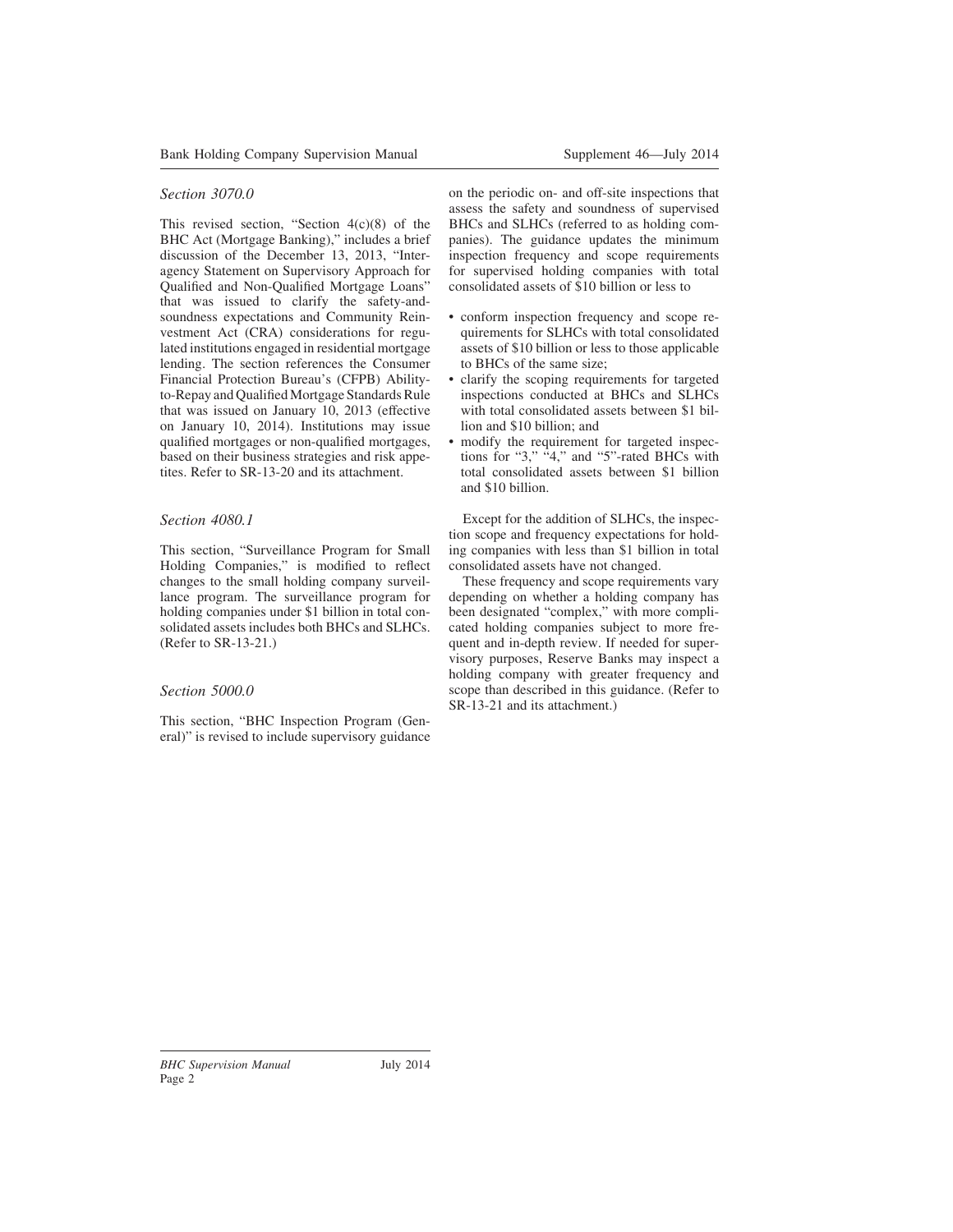*Section 3070.0*

This revised section, "Section 4(c)(8) of the BHC Act (Mortgage Banking)," includes a brief discussion of the December 13, 2013, "Interagency Statement on Supervisory Approach for Qualified and Non-Qualified Mortgage Loans" that was issued to clarify the safety-and-soundness expectations and Community Reinvestment Act (CRA) considerations for regulated institutions engaged in residential mortgage lending. The section references the Consumer Financial Protection Bureau's (CFPB) Ability-to-Repay and Qualified Mortgage Standards Rule that was issued on January 10, 2013 (effective on January 10, 2014). Institutions may issue qualified mortgages or non-qualified mortgages, based on their business strategies and risk appetites. Refer to SR-13-20 and its attachment.

*Section 4080.1*

This section, "Surveillance Program for Small Holding Companies," is modified to reflect changes to the small holding company surveillance program. The surveillance program for holding companies under $1 billion in total consolidated assets includes both BHCs and SLHCs. (Refer to SR-13-21.)

*Section 5000.0*

This section, "BHC Inspection Program (General)" is revised to include supervisory guidance on the periodic on- and off-site inspections that assess the safety and soundness of supervised BHCs and SLHCs (referred to as holding companies). The guidance updates the minimum inspection frequency and scope requirements for supervised holding companies with total consolidated assets of $10 billion or less to

- conform inspection frequency and scope requirements for SLHCs with total consolidated assets of $10 billion or less to those applicable to BHCs of the same size;
- clarify the scoping requirements for targeted inspections conducted at BHCs and SLHCs with total consolidated assets between $1 billion and $10 billion; and
- modify the requirement for targeted inspections for "3," "4," and "5"-rated BHCs with total consolidated assets between $1 billion and $10 billion.

Except for the addition of SLHCs, the inspection scope and frequency expectations for holding companies with less than $1 billion in total consolidated assets have not changed.

These frequency and scope requirements vary depending on whether a holding company has been designated "complex," with more complicated holding companies subject to more frequent and in-depth review. If needed for supervisory purposes, Reserve Banks may inspect a holding company with greater frequency and scope than described in this guidance. (Refer to SR-13-21 and its attachment.)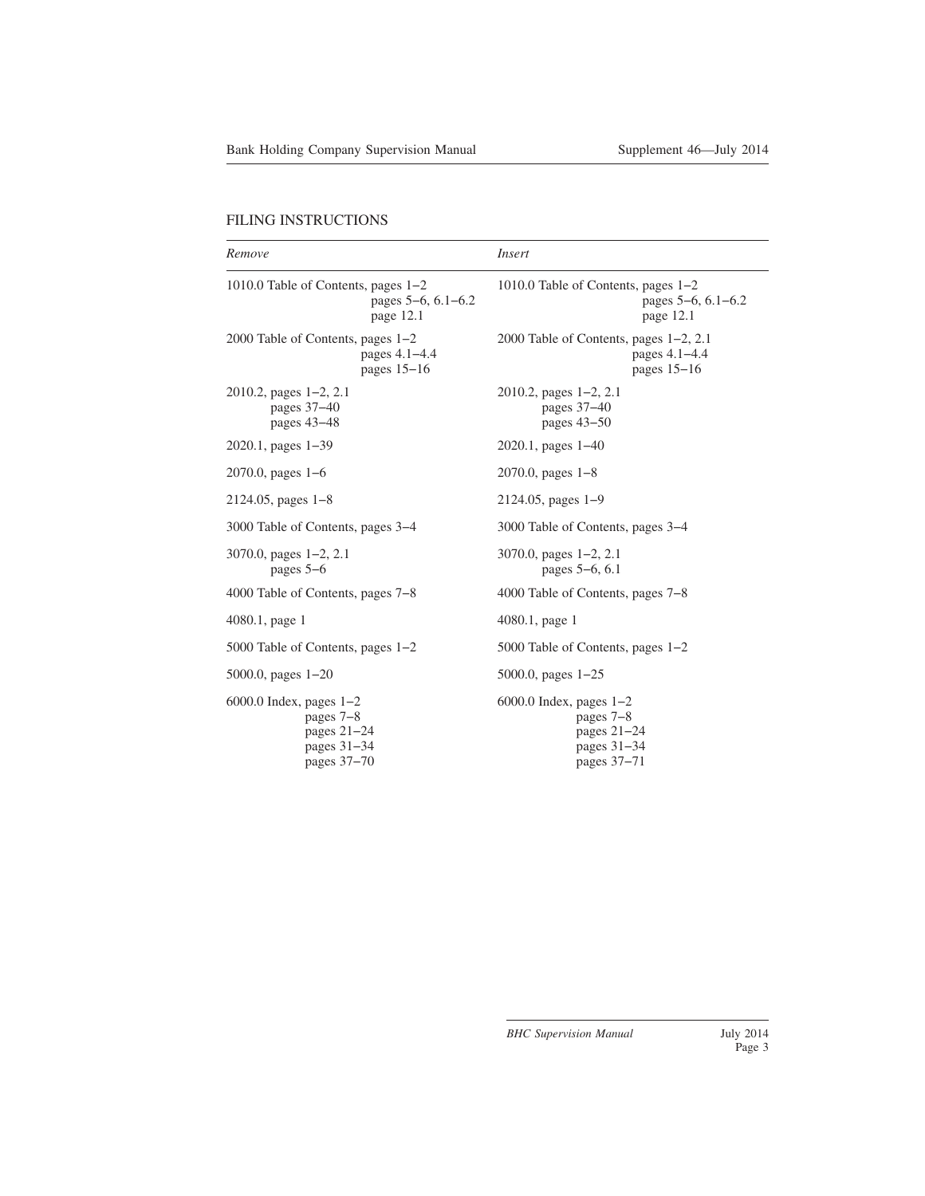## FILING INSTRUCTIONS

| *Remove* | *Insert* |
|---|---|
| 1010.0 Table of Contents, pages 1–2<br>pages 5–6, 6.1–6.2<br>page 12.1 | 1010.0 Table of Contents, pages 1–2<br>pages 5–6, 6.1–6.2<br>page 12.1 |
| 2000 Table of Contents, pages 1–2<br>pages 4.1–4.4<br>pages 15–16 | 2000 Table of Contents, pages 1–2, 2.1<br>pages 4.1–4.4<br>pages 15–16 |
| 2010.2, pages 1–2, 2.1<br>pages 37–40<br>pages 43–48 | 2010.2, pages 1–2, 2.1<br>pages 37–40<br>pages 43–50 |
| 2020.1, pages 1–39 | 2020.1, pages 1–40 |
| 2070.0, pages 1–6 | 2070.0, pages 1–8 |
| 2124.05, pages 1–8 | 2124.05, pages 1–9 |
| 3000 Table of Contents, pages 3–4 | 3000 Table of Contents, pages 3–4 |
| 3070.0, pages 1–2, 2.1<br>pages 5–6 | 3070.0, pages 1–2, 2.1<br>pages 5–6, 6.1 |
| 4000 Table of Contents, pages 7–8 | 4000 Table of Contents, pages 7–8 |
| 4080.1, page 1 | 4080.1, page 1 |
| 5000 Table of Contents, pages 1–2 | 5000 Table of Contents, pages 1–2 |
| 5000.0, pages 1–20 | 5000.0, pages 1–25 |
| 6000.0 Index, pages 1–2<br>pages 7–8<br>pages 21–24<br>pages 31–34<br>pages 37–70 | 6000.0 Index, pages 1–2<br>pages 7–8<br>pages 21–24<br>pages 31–34<br>pages 37–71 |